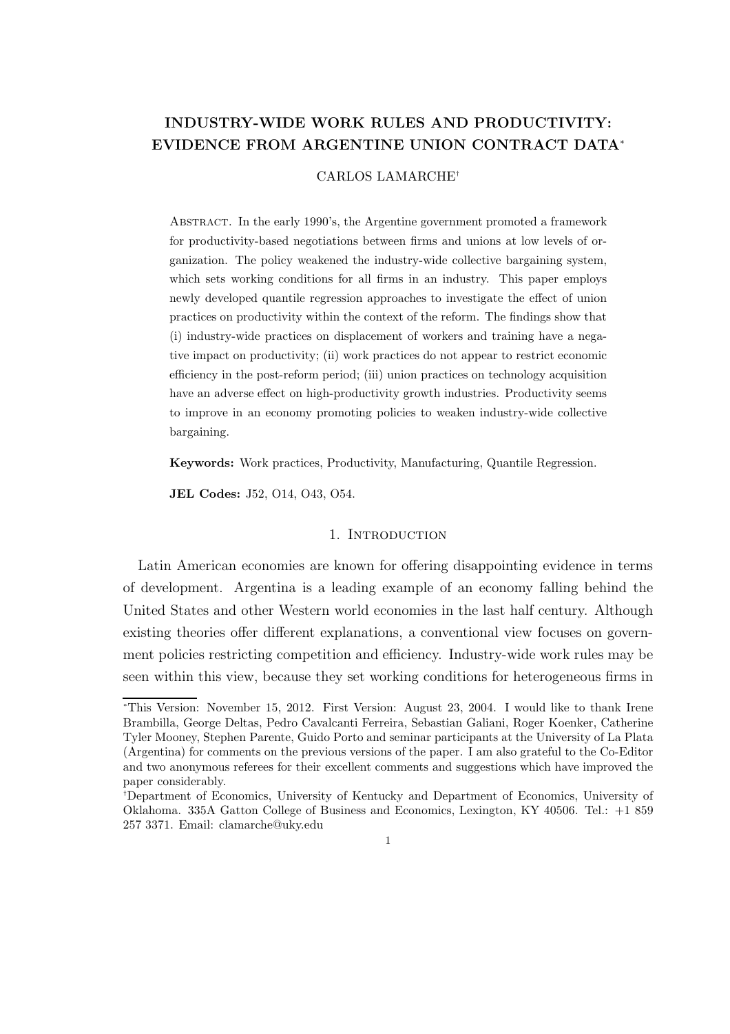# INDUSTRY-WIDE WORK RULES AND PRODUCTIVITY: EVIDENCE FROM ARGENTINE UNION CONTRACT DATA[*]

CARLOS LAMARCHE[†]

Abstract. In the early 1990's, the Argentine government promoted a framework for productivity-based negotiations between firms and unions at low levels of organization. The policy weakened the industry-wide collective bargaining system, which sets working conditions for all firms in an industry. This paper employs newly developed quantile regression approaches to investigate the effect of union practices on productivity within the context of the reform. The findings show that (i) industry-wide practices on displacement of workers and training have a negative impact on productivity; (ii) work practices do not appear to restrict economic efficiency in the post-reform period; (iii) union practices on technology acquisition have an adverse effect on high-productivity growth industries. Productivity seems to improve in an economy promoting policies to weaken industry-wide collective bargaining.

**Keywords:** Work practices, Productivity, Manufacturing, Quantile Regression.

**JEL Codes:** J52, O14, O43, O54.

## 1. Introduction

Latin American economies are known for offering disappointing evidence in terms of development. Argentina is a leading example of an economy falling behind the United States and other Western world economies in the last half century. Although existing theories offer different explanations, a conventional view focuses on government policies restricting competition and efficiency. Industry-wide work rules may be seen within this view, because they set working conditions for heterogeneous firms in

---

[*] This Version: November 15, 2012. First Version: August 23, 2004. I would like to thank Irene Brambilla, George Deltas, Pedro Cavalcanti Ferreira, Sebastian Galiani, Roger Koenker, Catherine Tyler Mooney, Stephen Parente, Guido Porto and seminar participants at the University of La Plata (Argentina) for comments on the previous versions of the paper. I am also grateful to the Co-Editor and two anonymous referees for their excellent comments and suggestions which have improved the paper considerably.

[†] Department of Economics, University of Kentucky and Department of Economics, University of Oklahoma. 335A Gatton College of Business and Economics, Lexington, KY 40506. Tel.: +1 859 257 3371. Email: clamarche@uky.edu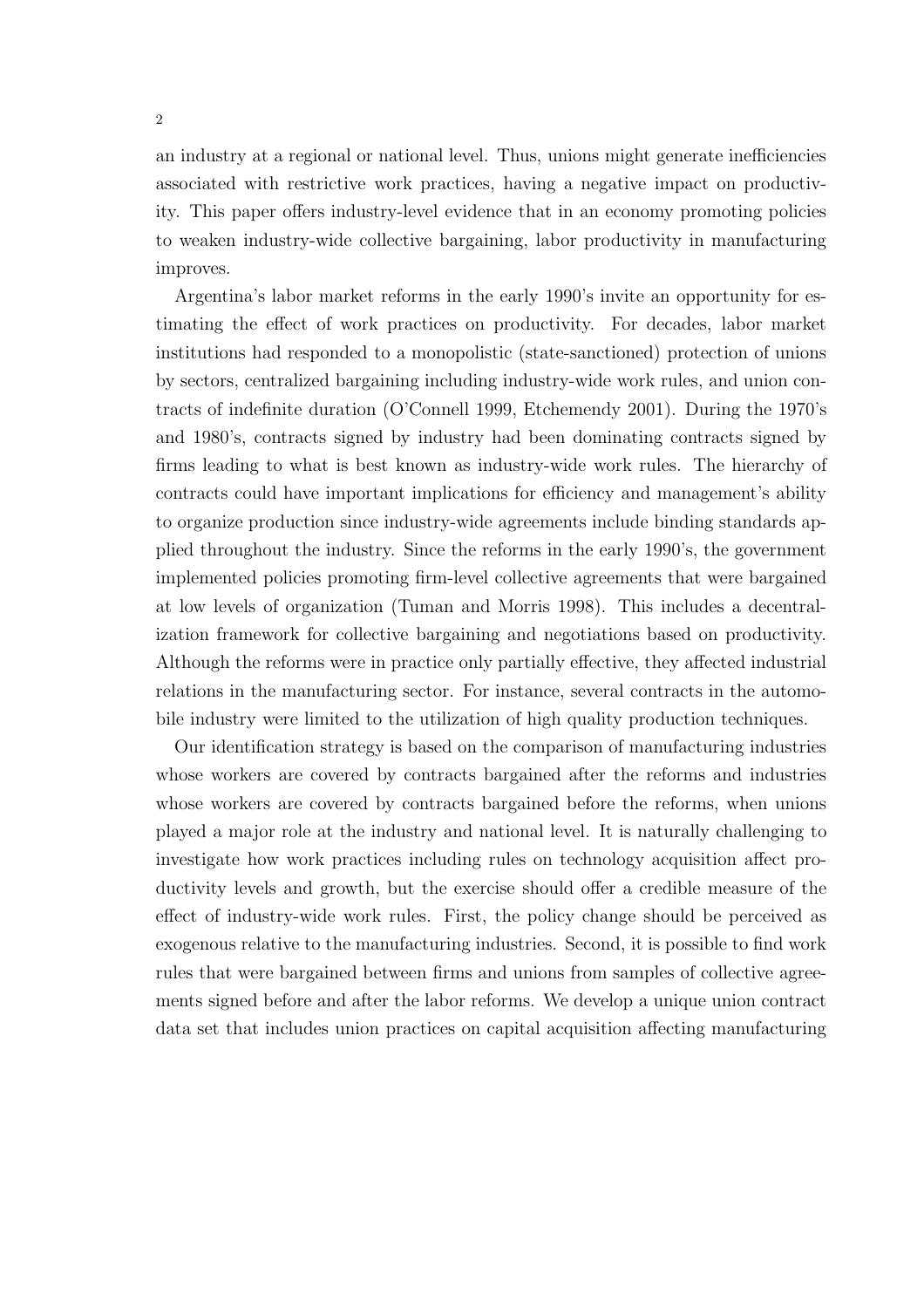an industry at a regional or national level. Thus, unions might generate inefficiencies associated with restrictive work practices, having a negative impact on productivity. This paper offers industry-level evidence that in an economy promoting policies to weaken industry-wide collective bargaining, labor productivity in manufacturing improves.

Argentina's labor market reforms in the early 1990's invite an opportunity for estimating the effect of work practices on productivity. For decades, labor market institutions had responded to a monopolistic (state-sanctioned) protection of unions by sectors, centralized bargaining including industry-wide work rules, and union contracts of indefinite duration (O'Connell 1999, Etchemendy 2001). During the 1970's and 1980's, contracts signed by industry had been dominating contracts signed by firms leading to what is best known as industry-wide work rules. The hierarchy of contracts could have important implications for efficiency and management's ability to organize production since industry-wide agreements include binding standards applied throughout the industry. Since the reforms in the early 1990's, the government implemented policies promoting firm-level collective agreements that were bargained at low levels of organization (Tuman and Morris 1998). This includes a decentralization framework for collective bargaining and negotiations based on productivity. Although the reforms were in practice only partially effective, they affected industrial relations in the manufacturing sector. For instance, several contracts in the automobile industry were limited to the utilization of high quality production techniques.

Our identification strategy is based on the comparison of manufacturing industries whose workers are covered by contracts bargained after the reforms and industries whose workers are covered by contracts bargained before the reforms, when unions played a major role at the industry and national level. It is naturally challenging to investigate how work practices including rules on technology acquisition affect productivity levels and growth, but the exercise should offer a credible measure of the effect of industry-wide work rules. First, the policy change should be perceived as exogenous relative to the manufacturing industries. Second, it is possible to find work rules that were bargained between firms and unions from samples of collective agreements signed before and after the labor reforms. We develop a unique union contract data set that includes union practices on capital acquisition affecting manufacturing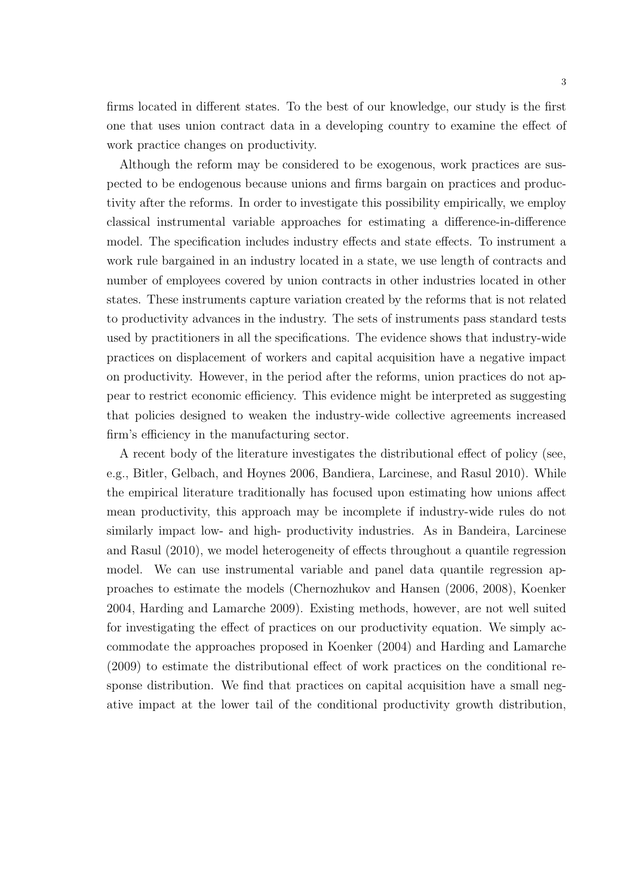firms located in different states. To the best of our knowledge, our study is the first one that uses union contract data in a developing country to examine the effect of work practice changes on productivity.

Although the reform may be considered to be exogenous, work practices are suspected to be endogenous because unions and firms bargain on practices and productivity after the reforms. In order to investigate this possibility empirically, we employ classical instrumental variable approaches for estimating a difference-in-difference model. The specification includes industry effects and state effects. To instrument a work rule bargained in an industry located in a state, we use length of contracts and number of employees covered by union contracts in other industries located in other states. These instruments capture variation created by the reforms that is not related to productivity advances in the industry. The sets of instruments pass standard tests used by practitioners in all the specifications. The evidence shows that industry-wide practices on displacement of workers and capital acquisition have a negative impact on productivity. However, in the period after the reforms, union practices do not appear to restrict economic efficiency. This evidence might be interpreted as suggesting that policies designed to weaken the industry-wide collective agreements increased firm's efficiency in the manufacturing sector.

A recent body of the literature investigates the distributional effect of policy (see, e.g., Bitler, Gelbach, and Hoynes 2006, Bandiera, Larcinese, and Rasul 2010). While the empirical literature traditionally has focused upon estimating how unions affect mean productivity, this approach may be incomplete if industry-wide rules do not similarly impact low- and high- productivity industries. As in Bandeira, Larcinese and Rasul (2010), we model heterogeneity of effects throughout a quantile regression model. We can use instrumental variable and panel data quantile regression approaches to estimate the models (Chernozhukov and Hansen (2006, 2008), Koenker 2004, Harding and Lamarche 2009). Existing methods, however, are not well suited for investigating the effect of practices on our productivity equation. We simply accommodate the approaches proposed in Koenker (2004) and Harding and Lamarche (2009) to estimate the distributional effect of work practices on the conditional response distribution. We find that practices on capital acquisition have a small negative impact at the lower tail of the conditional productivity growth distribution,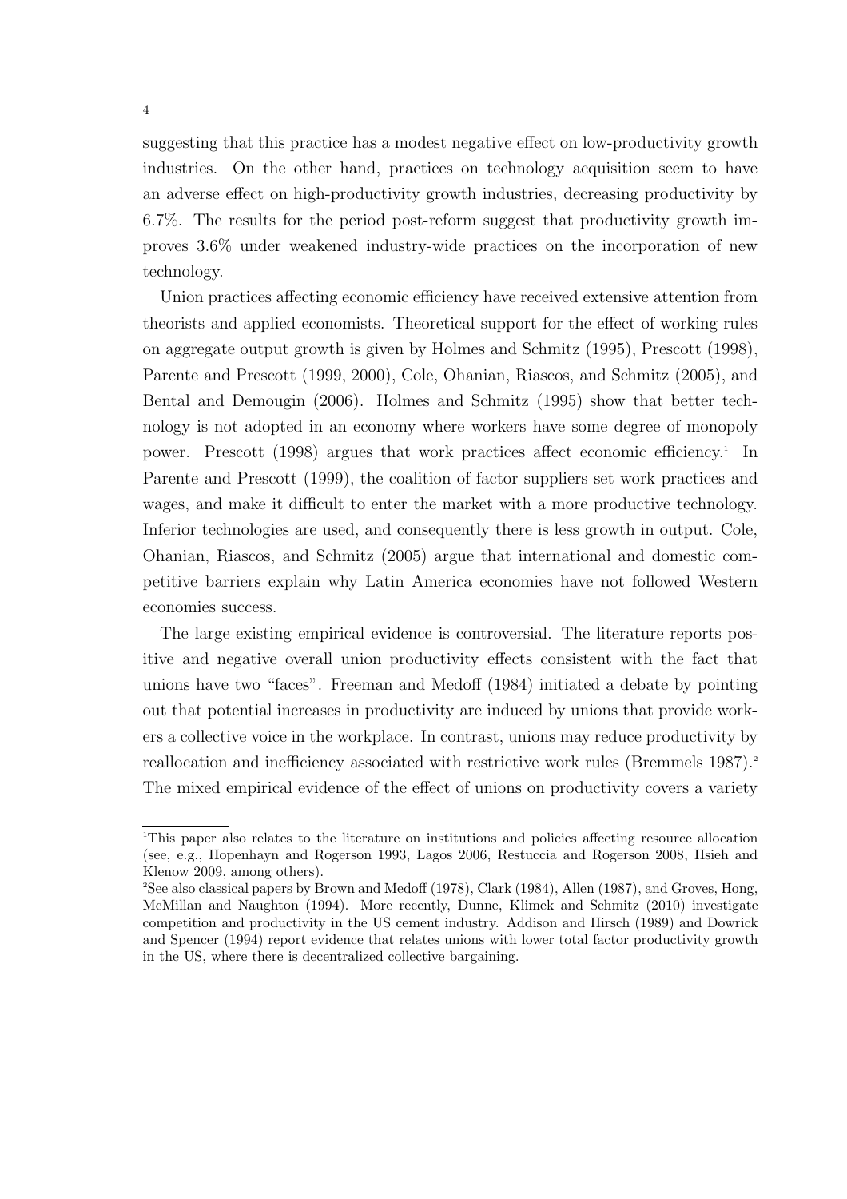suggesting that this practice has a modest negative effect on low-productivity growth industries. On the other hand, practices on technology acquisition seem to have an adverse effect on high-productivity growth industries, decreasing productivity by 6.7%. The results for the period post-reform suggest that productivity growth improves 3.6% under weakened industry-wide practices on the incorporation of new technology.

Union practices affecting economic efficiency have received extensive attention from theorists and applied economists. Theoretical support for the effect of working rules on aggregate output growth is given by Holmes and Schmitz (1995), Prescott (1998), Parente and Prescott (1999, 2000), Cole, Ohanian, Riascos, and Schmitz (2005), and Bental and Demougin (2006). Holmes and Schmitz (1995) show that better technology is not adopted in an economy where workers have some degree of monopoly power. Prescott (1998) argues that work practices affect economic efficiency.[1] In Parente and Prescott (1999), the coalition of factor suppliers set work practices and wages, and make it difficult to enter the market with a more productive technology. Inferior technologies are used, and consequently there is less growth in output. Cole, Ohanian, Riascos, and Schmitz (2005) argue that international and domestic competitive barriers explain why Latin America economies have not followed Western economies success.

The large existing empirical evidence is controversial. The literature reports positive and negative overall union productivity effects consistent with the fact that unions have two "faces". Freeman and Medoff (1984) initiated a debate by pointing out that potential increases in productivity are induced by unions that provide workers a collective voice in the workplace. In contrast, unions may reduce productivity by reallocation and inefficiency associated with restrictive work rules (Bremmels 1987).[2] The mixed empirical evidence of the effect of unions on productivity covers a variety

---

[1] This paper also relates to the literature on institutions and policies affecting resource allocation (see, e.g., Hopenhayn and Rogerson 1993, Lagos 2006, Restuccia and Rogerson 2008, Hsieh and Klenow 2009, among others).

[2] See also classical papers by Brown and Medoff (1978), Clark (1984), Allen (1987), and Groves, Hong, McMillan and Naughton (1994). More recently, Dunne, Klimek and Schmitz (2010) investigate competition and productivity in the US cement industry. Addison and Hirsch (1989) and Dowrick and Spencer (1994) report evidence that relates unions with lower total factor productivity growth in the US, where there is decentralized collective bargaining.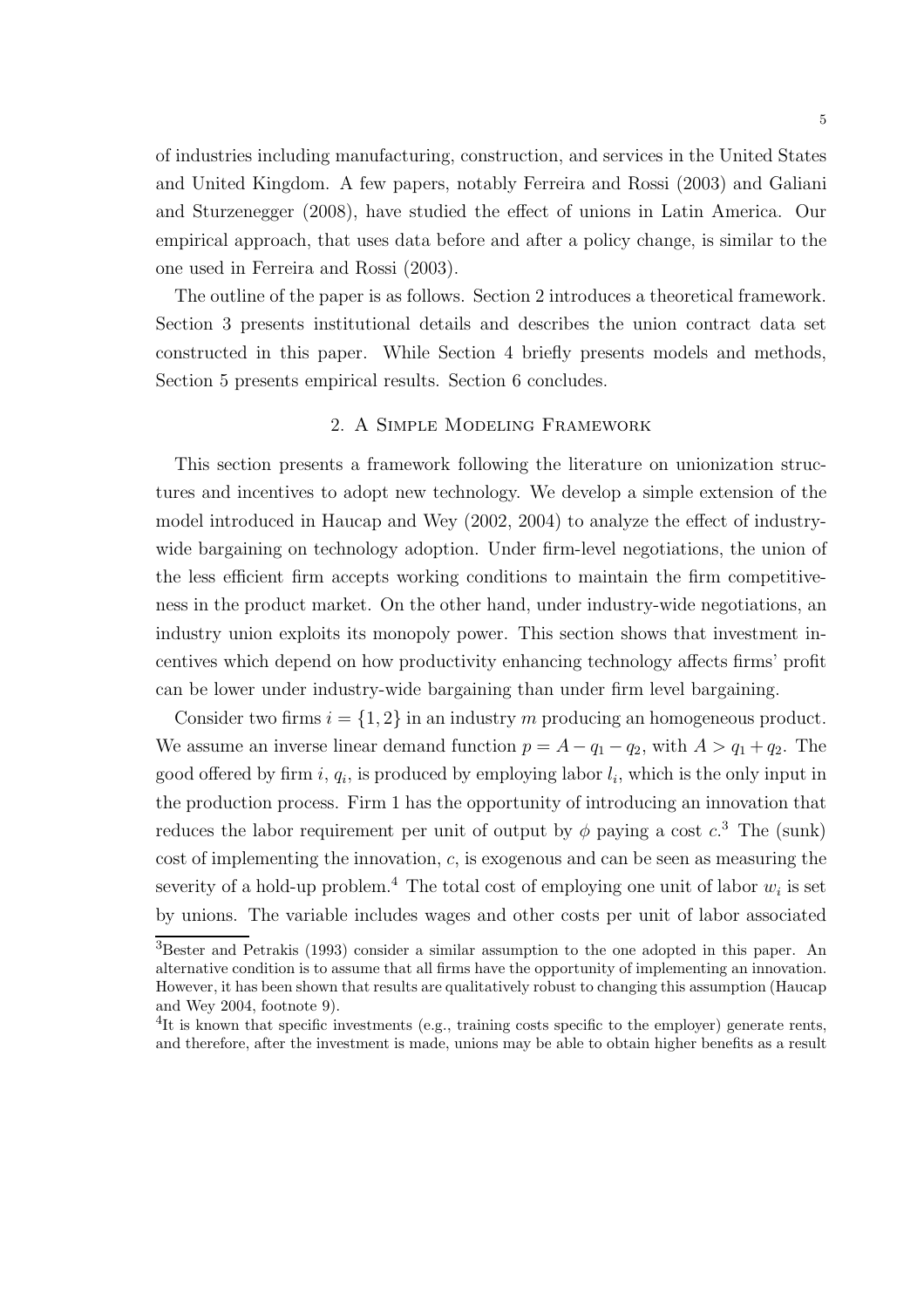of industries including manufacturing, construction, and services in the United States and United Kingdom. A few papers, notably Ferreira and Rossi (2003) and Galiani and Sturzenegger (2008), have studied the effect of unions in Latin America. Our empirical approach, that uses data before and after a policy change, is similar to the one used in Ferreira and Rossi (2003).

The outline of the paper is as follows. Section 2 introduces a theoretical framework. Section 3 presents institutional details and describes the union contract data set constructed in this paper. While Section 4 briefly presents models and methods, Section 5 presents empirical results. Section 6 concludes.

## 2. A Simple Modeling Framework

This section presents a framework following the literature on unionization structures and incentives to adopt new technology. We develop a simple extension of the model introduced in Haucap and Wey (2002, 2004) to analyze the effect of industry-wide bargaining on technology adoption. Under firm-level negotiations, the union of the less efficient firm accepts working conditions to maintain the firm competitiveness in the product market. On the other hand, under industry-wide negotiations, an industry union exploits its monopoly power. This section shows that investment incentives which depend on how productivity enhancing technology affects firms' profit can be lower under industry-wide bargaining than under firm level bargaining.

Consider two firms $i = \{1, 2\}$ in an industry $m$ producing an homogeneous product. We assume an inverse linear demand function $p = A - q_1 - q_2$, with $A > q_1 + q_2$. The good offered by firm $i$, $q_i$, is produced by employing labor $l_i$, which is the only input in the production process. Firm 1 has the opportunity of introducing an innovation that reduces the labor requirement per unit of output by $\phi$ paying a cost $c$.[3] The (sunk) cost of implementing the innovation, $c$, is exogenous and can be seen as measuring the severity of a hold-up problem.[4] The total cost of employing one unit of labor $w_i$ is set by unions. The variable includes wages and other costs per unit of labor associated

---

[3]Bester and Petrakis (1993) consider a similar assumption to the one adopted in this paper. An alternative condition is to assume that all firms have the opportunity of implementing an innovation. However, it has been shown that results are qualitatively robust to changing this assumption (Haucap and Wey 2004, footnote 9).

[4]It is known that specific investments (e.g., training costs specific to the employer) generate rents, and therefore, after the investment is made, unions may be able to obtain higher benefits as a result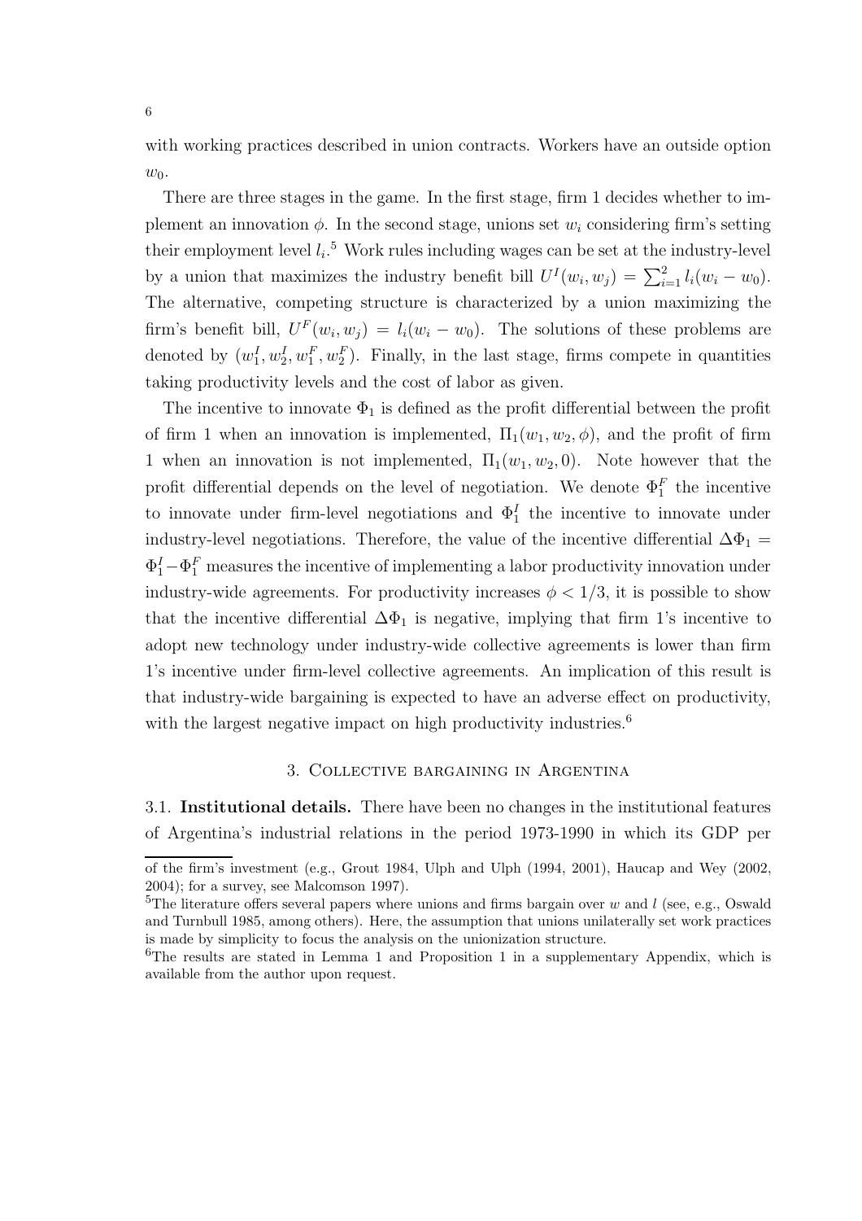with working practices described in union contracts. Workers have an outside option $w_0$.

There are three stages in the game. In the first stage, firm 1 decides whether to implement an innovation $\phi$. In the second stage, unions set $w_i$ considering firm's setting their employment level $l_i$.[5] Work rules including wages can be set at the industry-level by a union that maximizes the industry benefit bill $U^I(w_i, w_j) = \sum_{i=1}^{2} l_i(w_i - w_0)$. The alternative, competing structure is characterized by a union maximizing the firm's benefit bill, $U^F(w_i, w_j) = l_i(w_i - w_0)$. The solutions of these problems are denoted by $(w_1^I, w_2^I, w_1^F, w_2^F)$. Finally, in the last stage, firms compete in quantities taking productivity levels and the cost of labor as given.

The incentive to innovate $\Phi_1$ is defined as the profit differential between the profit of firm 1 when an innovation is implemented, $\Pi_1(w_1, w_2, \phi)$, and the profit of firm 1 when an innovation is not implemented, $\Pi_1(w_1, w_2, 0)$. Note however that the profit differential depends on the level of negotiation. We denote $\Phi_1^F$ the incentive to innovate under firm-level negotiations and $\Phi_1^I$ the incentive to innovate under industry-level negotiations. Therefore, the value of the incentive differential $\Delta\Phi_1 = \Phi_1^I - \Phi_1^F$ measures the incentive of implementing a labor productivity innovation under industry-wide agreements. For productivity increases $\phi < 1/3$, it is possible to show that the incentive differential $\Delta\Phi_1$ is negative, implying that firm 1's incentive to adopt new technology under industry-wide collective agreements is lower than firm 1's incentive under firm-level collective agreements. An implication of this result is that industry-wide bargaining is expected to have an adverse effect on productivity, with the largest negative impact on high productivity industries.[6]

## 3. Collective bargaining in Argentina

### 3.1. **Institutional details.**

There have been no changes in the institutional features of Argentina's industrial relations in the period 1973-1990 in which its GDP per

of the firm's investment (e.g., Grout 1984, Ulph and Ulph (1994, 2001), Haucap and Wey (2002, 2004); for a survey, see Malcomson 1997).

[5]The literature offers several papers where unions and firms bargain over $w$ and $l$ (see, e.g., Oswald and Turnbull 1985, among others). Here, the assumption that unions unilaterally set work practices is made by simplicity to focus the analysis on the unionization structure.

[6]The results are stated in Lemma 1 and Proposition 1 in a supplementary Appendix, which is available from the author upon request.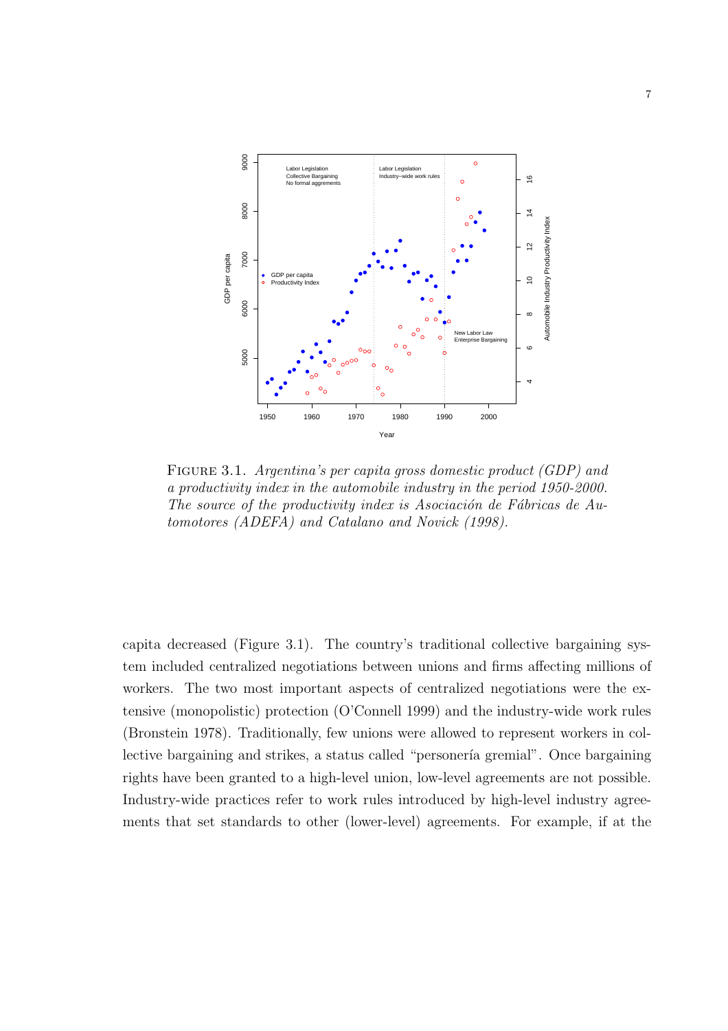FIGURE 3.1. *Argentina's per capita gross domestic product (GDP) and a productivity index in the automobile industry in the period 1950-2000. The source of the productivity index is Asociación de Fábricas de Automotores (ADEFA) and Catalano and Novick (1998).*

capita decreased (Figure 3.1). The country's traditional collective bargaining system included centralized negotiations between unions and firms affecting millions of workers. The two most important aspects of centralized negotiations were the extensive (monopolistic) protection (O'Connell 1999) and the industry-wide work rules (Bronstein 1978). Traditionally, few unions were allowed to represent workers in collective bargaining and strikes, a status called "personería gremial". Once bargaining rights have been granted to a high-level union, low-level agreements are not possible. Industry-wide practices refer to work rules introduced by high-level industry agreements that set standards to other (lower-level) agreements. For example, if at the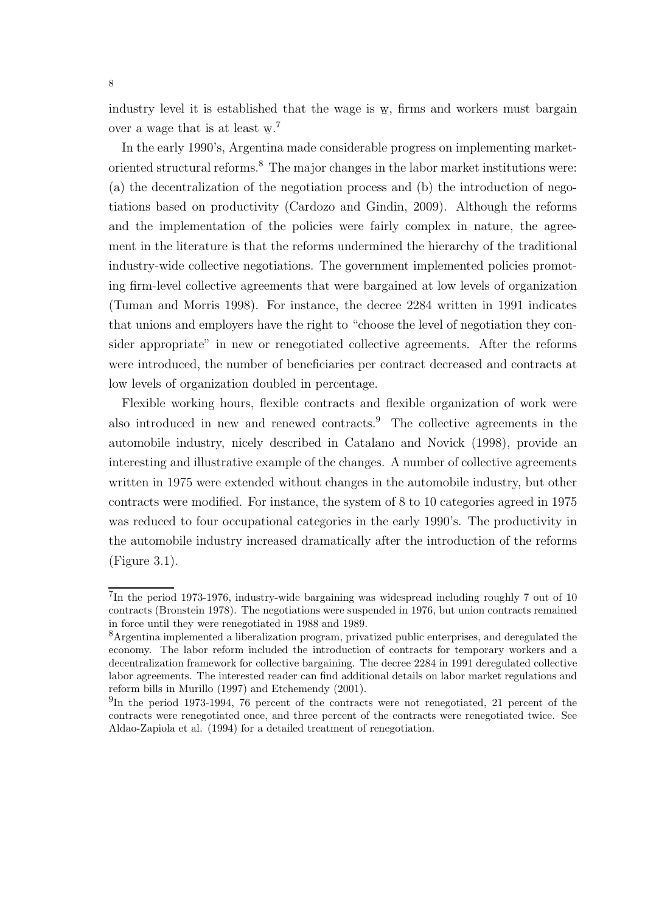industry level it is established that the wage is $\underline{w}$, firms and workers must bargain over a wage that is at least $\underline{w}$.[7]

In the early 1990's, Argentina made considerable progress on implementing market-oriented structural reforms.[8] The major changes in the labor market institutions were: (a) the decentralization of the negotiation process and (b) the introduction of negotiations based on productivity (Cardozo and Gindin, 2009). Although the reforms and the implementation of the policies were fairly complex in nature, the agreement in the literature is that the reforms undermined the hierarchy of the traditional industry-wide collective negotiations. The government implemented policies promoting firm-level collective agreements that were bargained at low levels of organization (Tuman and Morris 1998). For instance, the decree 2284 written in 1991 indicates that unions and employers have the right to "choose the level of negotiation they consider appropriate" in new or renegotiated collective agreements. After the reforms were introduced, the number of beneficiaries per contract decreased and contracts at low levels of organization doubled in percentage.

Flexible working hours, flexible contracts and flexible organization of work were also introduced in new and renewed contracts.[9] The collective agreements in the automobile industry, nicely described in Catalano and Novick (1998), provide an interesting and illustrative example of the changes. A number of collective agreements written in 1975 were extended without changes in the automobile industry, but other contracts were modified. For instance, the system of 8 to 10 categories agreed in 1975 was reduced to four occupational categories in the early 1990's. The productivity in the automobile industry increased dramatically after the introduction of the reforms (Figure 3.1).

[7] In the period 1973-1976, industry-wide bargaining was widespread including roughly 7 out of 10 contracts (Bronstein 1978). The negotiations were suspended in 1976, but union contracts remained in force until they were renegotiated in 1988 and 1989.

[8] Argentina implemented a liberalization program, privatized public enterprises, and deregulated the economy. The labor reform included the introduction of contracts for temporary workers and a decentralization framework for collective bargaining. The decree 2284 in 1991 deregulated collective labor agreements. The interested reader can find additional details on labor market regulations and reform bills in Murillo (1997) and Etchemendy (2001).

[9] In the period 1973-1994, 76 percent of the contracts were not renegotiated, 21 percent of the contracts were renegotiated once, and three percent of the contracts were renegotiated twice. See Aldao-Zapiola et al. (1994) for a detailed treatment of renegotiation.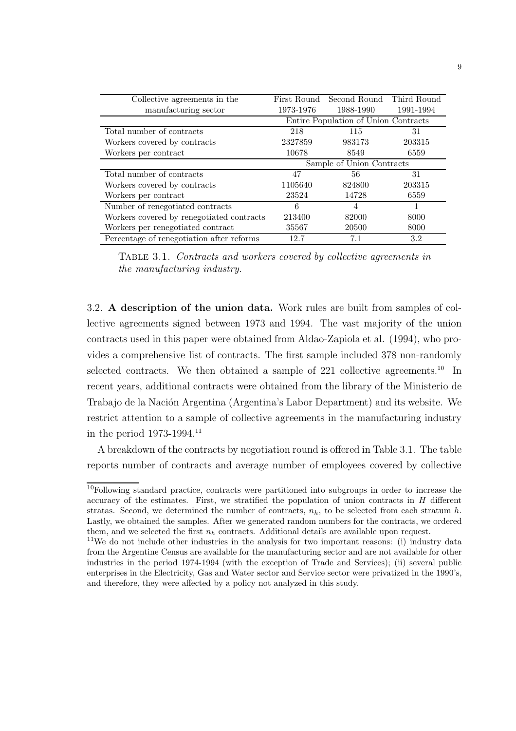| Collective agreements in the manufacturing sector | First Round 1973-1976 | Second Round 1988-1990 | Third Round 1991-1994 |
|---|---|---|---|
| | Entire Population of Union Contracts | | |
| Total number of contracts | 218 | 115 | 31 |
| Workers covered by contracts | 2327859 | 983173 | 203315 |
| Workers per contract | 10678 | 8549 | 6559 |
| | Sample of Union Contracts | | |
| Total number of contracts | 47 | 56 | 31 |
| Workers covered by contracts | 1105640 | 824800 | 203315 |
| Workers per contract | 23524 | 14728 | 6559 |
| Number of renegotiated contracts | 6 | 4 | 1 |
| Workers covered by renegotiated contracts | 213400 | 82000 | 8000 |
| Workers per renegotiated contract | 35567 | 20500 | 8000 |
| Percentage of renegotiation after reforms | 12.7 | 7.1 | 3.2 |

TABLE 3.1. *Contracts and workers covered by collective agreements in the manufacturing industry.*

3.2. **A description of the union data.** Work rules are built from samples of collective agreements signed between 1973 and 1994. The vast majority of the union contracts used in this paper were obtained from Aldao-Zapiola et al. (1994), who provides a comprehensive list of contracts. The first sample included 378 non-randomly selected contracts. We then obtained a sample of 221 collective agreements.[10] In recent years, additional contracts were obtained from the library of the Ministerio de Trabajo de la Nación Argentina (Argentina's Labor Department) and its website. We restrict attention to a sample of collective agreements in the manufacturing industry in the period 1973-1994.[11]

A breakdown of the contracts by negotiation round is offered in Table 3.1. The table reports number of contracts and average number of employees covered by collective

[10]Following standard practice, contracts were partitioned into subgroups in order to increase the accuracy of the estimates. First, we stratified the population of union contracts in $H$ different stratas. Second, we determined the number of contracts, $n_h$, to be selected from each stratum $h$. Lastly, we obtained the samples. After we generated random numbers for the contracts, we ordered them, and we selected the first $n_h$ contracts. Additional details are available upon request.

[11]We do not include other industries in the analysis for two important reasons: (i) industry data from the Argentine Census are available for the manufacturing sector and are not available for other industries in the period 1974-1994 (with the exception of Trade and Services); (ii) several public enterprises in the Electricity, Gas and Water sector and Service sector were privatized in the 1990's, and therefore, they were affected by a policy not analyzed in this study.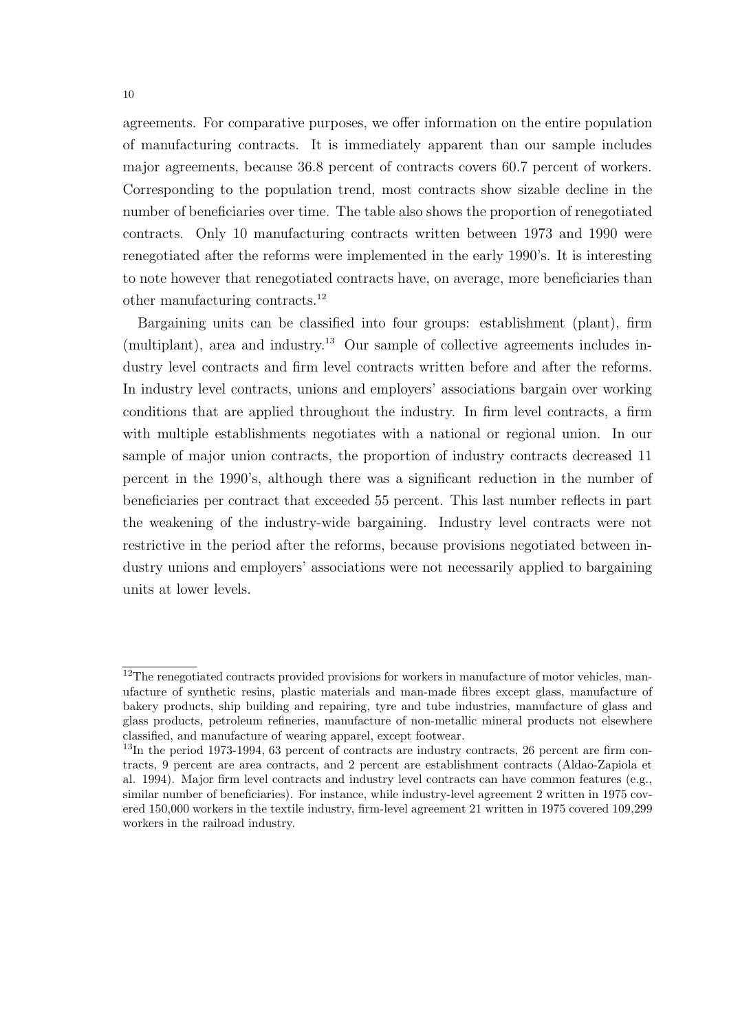agreements. For comparative purposes, we offer information on the entire population of manufacturing contracts. It is immediately apparent than our sample includes major agreements, because 36.8 percent of contracts covers 60.7 percent of workers. Corresponding to the population trend, most contracts show sizable decline in the number of beneficiaries over time. The table also shows the proportion of renegotiated contracts. Only 10 manufacturing contracts written between 1973 and 1990 were renegotiated after the reforms were implemented in the early 1990's. It is interesting to note however that renegotiated contracts have, on average, more beneficiaries than other manufacturing contracts.[12]

Bargaining units can be classified into four groups: establishment (plant), firm (multiplant), area and industry.[13] Our sample of collective agreements includes industry level contracts and firm level contracts written before and after the reforms. In industry level contracts, unions and employers' associations bargain over working conditions that are applied throughout the industry. In firm level contracts, a firm with multiple establishments negotiates with a national or regional union. In our sample of major union contracts, the proportion of industry contracts decreased 11 percent in the 1990's, although there was a significant reduction in the number of beneficiaries per contract that exceeded 55 percent. This last number reflects in part the weakening of the industry-wide bargaining. Industry level contracts were not restrictive in the period after the reforms, because provisions negotiated between industry unions and employers' associations were not necessarily applied to bargaining units at lower levels.

[12]The renegotiated contracts provided provisions for workers in manufacture of motor vehicles, manufacture of synthetic resins, plastic materials and man-made fibres except glass, manufacture of bakery products, ship building and repairing, tyre and tube industries, manufacture of glass and glass products, petroleum refineries, manufacture of non-metallic mineral products not elsewhere classified, and manufacture of wearing apparel, except footwear.

[13]In the period 1973-1994, 63 percent of contracts are industry contracts, 26 percent are firm contracts, 9 percent are area contracts, and 2 percent are establishment contracts (Aldao-Zapiola et al. 1994). Major firm level contracts and industry level contracts can have common features (e.g., similar number of beneficiaries). For instance, while industry-level agreement 2 written in 1975 covered 150,000 workers in the textile industry, firm-level agreement 21 written in 1975 covered 109,299 workers in the railroad industry.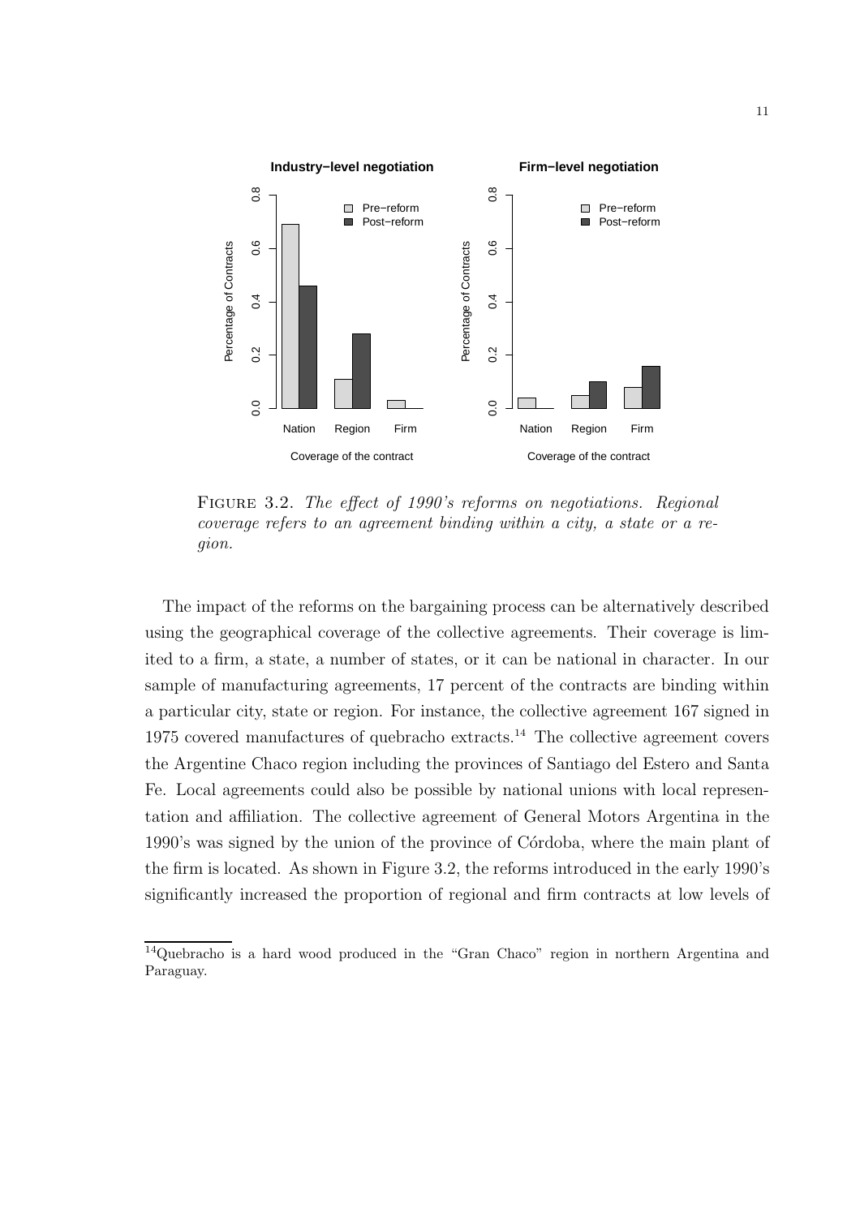FIGURE 3.2. *The effect of 1990's reforms on negotiations. Regional coverage refers to an agreement binding within a city, a state or a region.*

The impact of the reforms on the bargaining process can be alternatively described using the geographical coverage of the collective agreements. Their coverage is limited to a firm, a state, a number of states, or it can be national in character. In our sample of manufacturing agreements, 17 percent of the contracts are binding within a particular city, state or region. For instance, the collective agreement 167 signed in 1975 covered manufactures of quebracho extracts.[14] The collective agreement covers the Argentine Chaco region including the provinces of Santiago del Estero and Santa Fe. Local agreements could also be possible by national unions with local representation and affiliation. The collective agreement of General Motors Argentina in the 1990's was signed by the union of the province of Córdoba, where the main plant of the firm is located. As shown in Figure 3.2, the reforms introduced in the early 1990's significantly increased the proportion of regional and firm contracts at low levels of

[14] Quebracho is a hard wood produced in the "Gran Chaco" region in northern Argentina and Paraguay.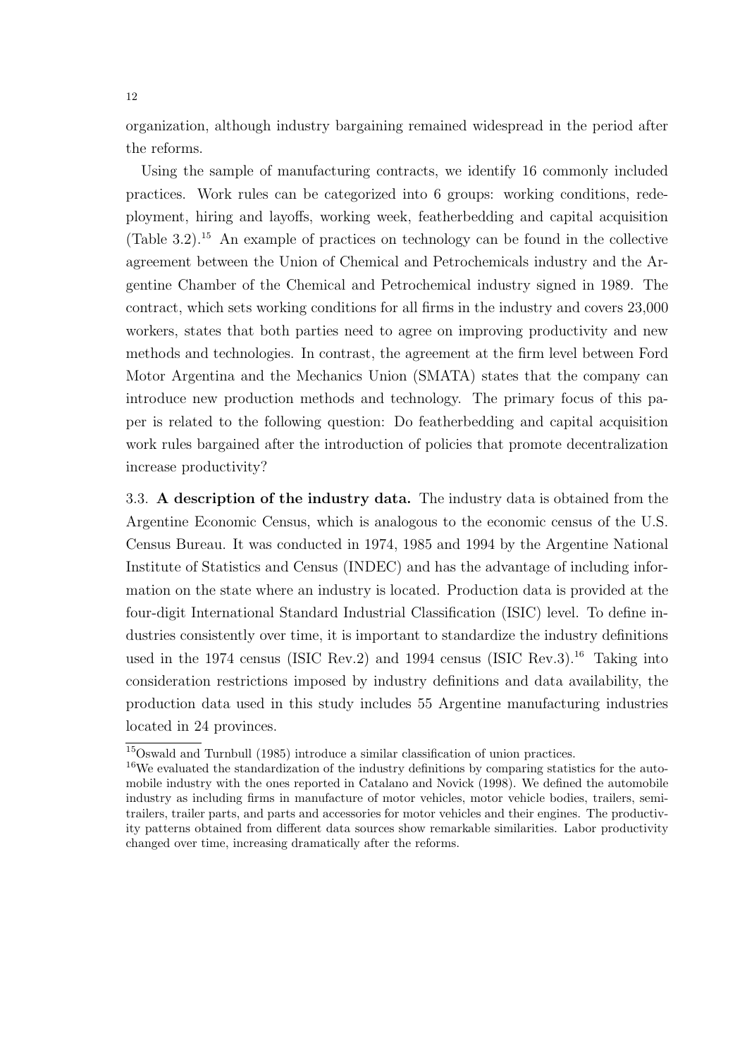organization, although industry bargaining remained widespread in the period after the reforms.

Using the sample of manufacturing contracts, we identify 16 commonly included practices. Work rules can be categorized into 6 groups: working conditions, redeployment, hiring and layoffs, working week, featherbedding and capital acquisition (Table 3.2).[15] An example of practices on technology can be found in the collective agreement between the Union of Chemical and Petrochemicals industry and the Argentine Chamber of the Chemical and Petrochemical industry signed in 1989. The contract, which sets working conditions for all firms in the industry and covers 23,000 workers, states that both parties need to agree on improving productivity and new methods and technologies. In contrast, the agreement at the firm level between Ford Motor Argentina and the Mechanics Union (SMATA) states that the company can introduce new production methods and technology. The primary focus of this paper is related to the following question: Do featherbedding and capital acquisition work rules bargained after the introduction of policies that promote decentralization increase productivity?

3.3. **A description of the industry data.** The industry data is obtained from the Argentine Economic Census, which is analogous to the economic census of the U.S. Census Bureau. It was conducted in 1974, 1985 and 1994 by the Argentine National Institute of Statistics and Census (INDEC) and has the advantage of including information on the state where an industry is located. Production data is provided at the four-digit International Standard Industrial Classification (ISIC) level. To define industries consistently over time, it is important to standardize the industry definitions used in the 1974 census (ISIC Rev.2) and 1994 census (ISIC Rev.3).[16] Taking into consideration restrictions imposed by industry definitions and data availability, the production data used in this study includes 55 Argentine manufacturing industries located in 24 provinces.

[15] Oswald and Turnbull (1985) introduce a similar classification of union practices.

[16] We evaluated the standardization of the industry definitions by comparing statistics for the automobile industry with the ones reported in Catalano and Novick (1998). We defined the automobile industry as including firms in manufacture of motor vehicles, motor vehicle bodies, trailers, semi-trailers, trailer parts, and parts and accessories for motor vehicles and their engines. The productivity patterns obtained from different data sources show remarkable similarities. Labor productivity changed over time, increasing dramatically after the reforms.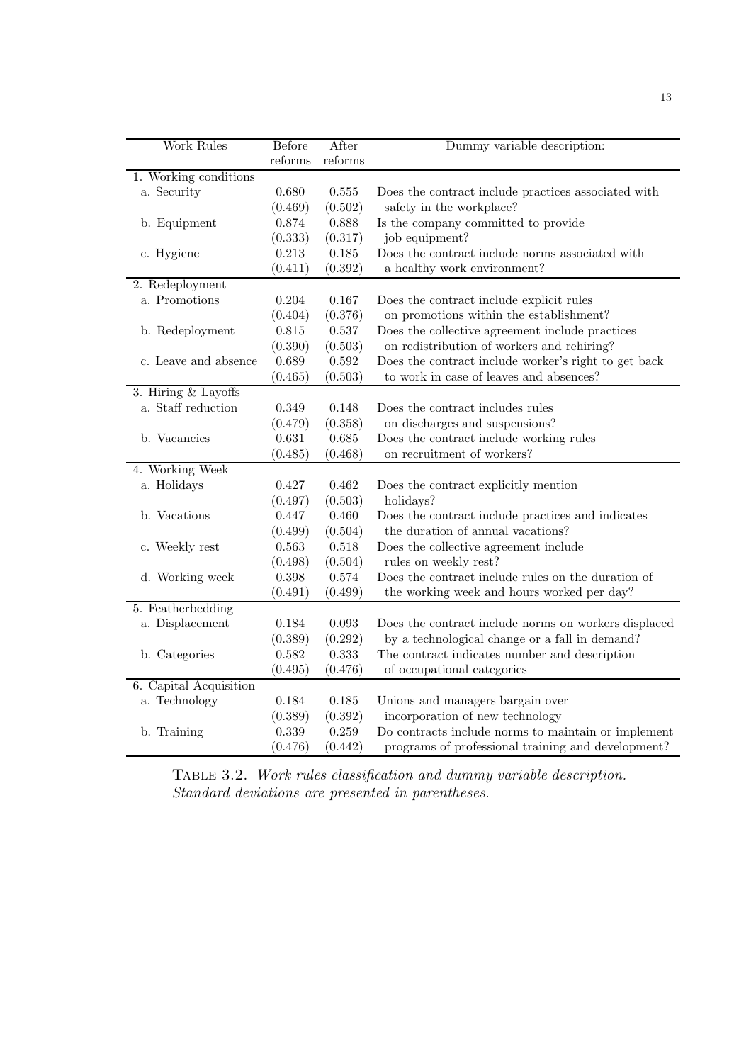| Work Rules | Before reforms | After reforms | Dummy variable description: |
|---|---|---|---|
| 1. Working conditions | | | |
| a. Security | 0.680 | 0.555 | Does the contract include practices associated with |
| | (0.469) | (0.502) | safety in the workplace? |
| b. Equipment | 0.874 | 0.888 | Is the company committed to provide |
| | (0.333) | (0.317) | job equipment? |
| c. Hygiene | 0.213 | 0.185 | Does the contract include norms associated with |
| | (0.411) | (0.392) | a healthy work environment? |
| 2. Redeployment | | | |
| a. Promotions | 0.204 | 0.167 | Does the contract include explicit rules |
| | (0.404) | (0.376) | on promotions within the establishment? |
| b. Redeployment | 0.815 | 0.537 | Does the collective agreement include practices |
| | (0.390) | (0.503) | on redistribution of workers and rehiring? |
| c. Leave and absence | 0.689 | 0.592 | Does the contract include worker's right to get back |
| | (0.465) | (0.503) | to work in case of leaves and absences? |
| 3. Hiring & Layoffs | | | |
| a. Staff reduction | 0.349 | 0.148 | Does the contract includes rules |
| | (0.479) | (0.358) | on discharges and suspensions? |
| b. Vacancies | 0.631 | 0.685 | Does the contract include working rules |
| | (0.485) | (0.468) | on recruitment of workers? |
| 4. Working Week | | | |
| a. Holidays | 0.427 | 0.462 | Does the contract explicitly mention |
| | (0.497) | (0.503) | holidays? |
| b. Vacations | 0.447 | 0.460 | Does the contract include practices and indicates |
| | (0.499) | (0.504) | the duration of annual vacations? |
| c. Weekly rest | 0.563 | 0.518 | Does the collective agreement include |
| | (0.498) | (0.504) | rules on weekly rest? |
| d. Working week | 0.398 | 0.574 | Does the contract include rules on the duration of |
| | (0.491) | (0.499) | the working week and hours worked per day? |
| 5. Featherbedding | | | |
| a. Displacement | 0.184 | 0.093 | Does the contract include norms on workers displaced |
| | (0.389) | (0.292) | by a technological change or a fall in demand? |
| b. Categories | 0.582 | 0.333 | The contract indicates number and description |
| | (0.495) | (0.476) | of occupational categories |
| 6. Capital Acquisition | | | |
| a. Technology | 0.184 | 0.185 | Unions and managers bargain over |
| | (0.389) | (0.392) | incorporation of new technology |
| b. Training | 0.339 | 0.259 | Do contracts include norms to maintain or implement |
| | (0.476) | (0.442) | programs of professional training and development? |

TABLE 3.2. *Work rules classification and dummy variable description. Standard deviations are presented in parentheses.*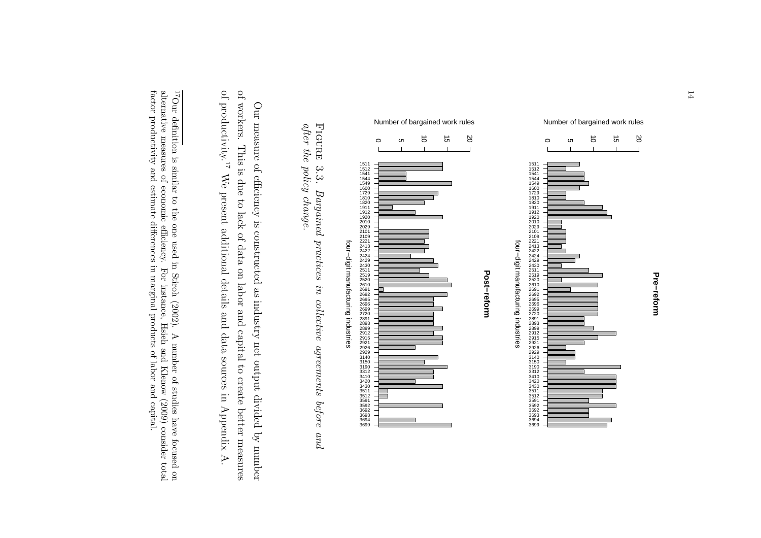Figure 3.3. *Bargained practices in collective agreements before and after the policy change.*

Our measure of efficiency is constructed as industry net output divided by number of workers. This is due to lack of data on labor and capital to create better measures of productivity.[17] We present additional details and data sources in Appendix A.

---

[17] Our definition is similar to the one used in Stiroh (2002). A number of studies have focused on alternative measures of economic efficiency. For instance, Hsieh and Klenow (2009) consider total factor productivity and estimate differences in marginal products of labor and capital.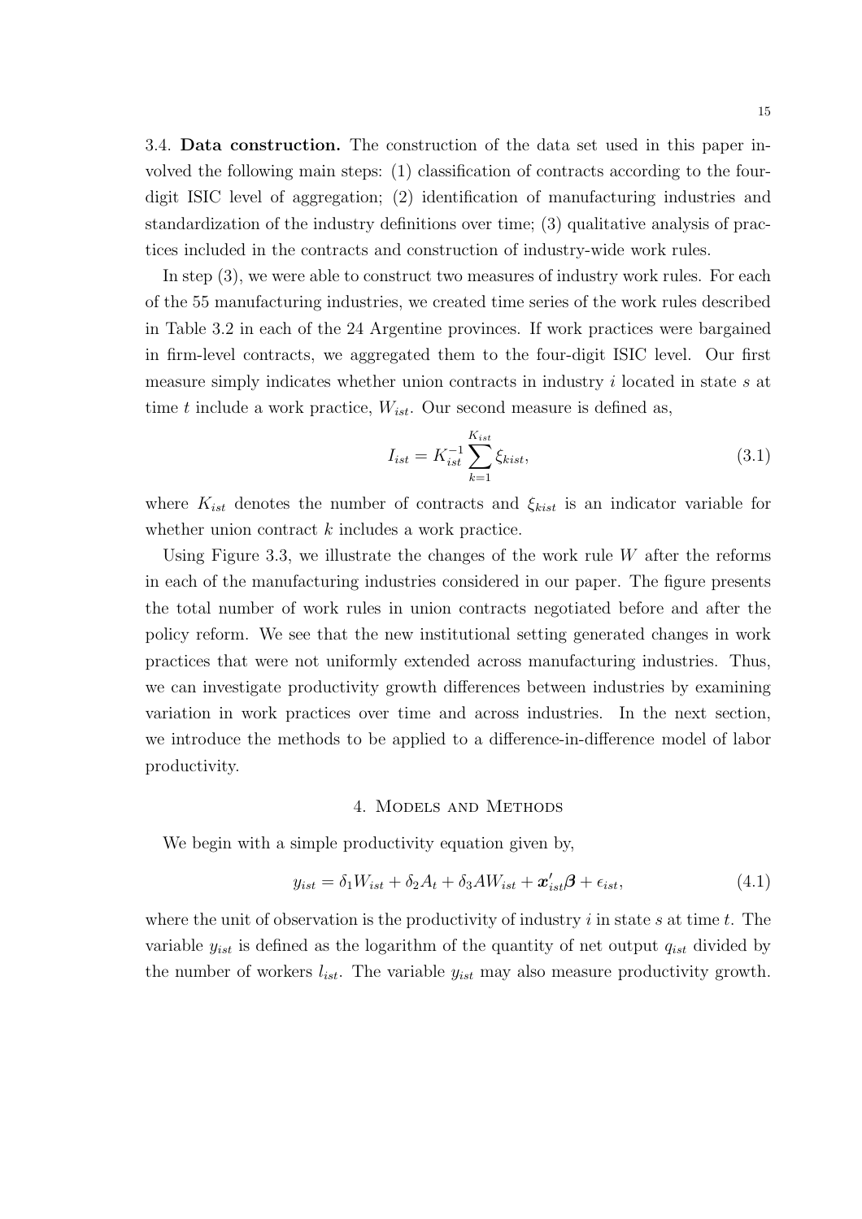3.4. **Data construction.** The construction of the data set used in this paper involved the following main steps: (1) classification of contracts according to the four-digit ISIC level of aggregation; (2) identification of manufacturing industries and standardization of the industry definitions over time; (3) qualitative analysis of practices included in the contracts and construction of industry-wide work rules.

In step (3), we were able to construct two measures of industry work rules. For each of the 55 manufacturing industries, we created time series of the work rules described in Table 3.2 in each of the 24 Argentine provinces. If work practices were bargained in firm-level contracts, we aggregated them to the four-digit ISIC level. Our first measure simply indicates whether union contracts in industry $i$ located in state $s$ at time $t$ include a work practice, $W_{ist}$. Our second measure is defined as,

$$I_{ist} = K_{ist}^{-1} \sum_{k=1}^{K_{ist}} \xi_{kist}, \tag{3.1}$$

where $K_{ist}$ denotes the number of contracts and $\xi_{kist}$ is an indicator variable for whether union contract $k$ includes a work practice.

Using Figure 3.3, we illustrate the changes of the work rule $W$ after the reforms in each of the manufacturing industries considered in our paper. The figure presents the total number of work rules in union contracts negotiated before and after the policy reform. We see that the new institutional setting generated changes in work practices that were not uniformly extended across manufacturing industries. Thus, we can investigate productivity growth differences between industries by examining variation in work practices over time and across industries. In the next section, we introduce the methods to be applied to a difference-in-difference model of labor productivity.

## 4. Models and Methods

We begin with a simple productivity equation given by,

$$y_{ist} = \delta_1 W_{ist} + \delta_2 A_t + \delta_3 AW_{ist} + \boldsymbol{x}'_{ist}\boldsymbol{\beta} + \epsilon_{ist}, \tag{4.1}$$

where the unit of observation is the productivity of industry $i$ in state $s$ at time $t$. The variable $y_{ist}$ is defined as the logarithm of the quantity of net output $q_{ist}$ divided by the number of workers $l_{ist}$. The variable $y_{ist}$ may also measure productivity growth.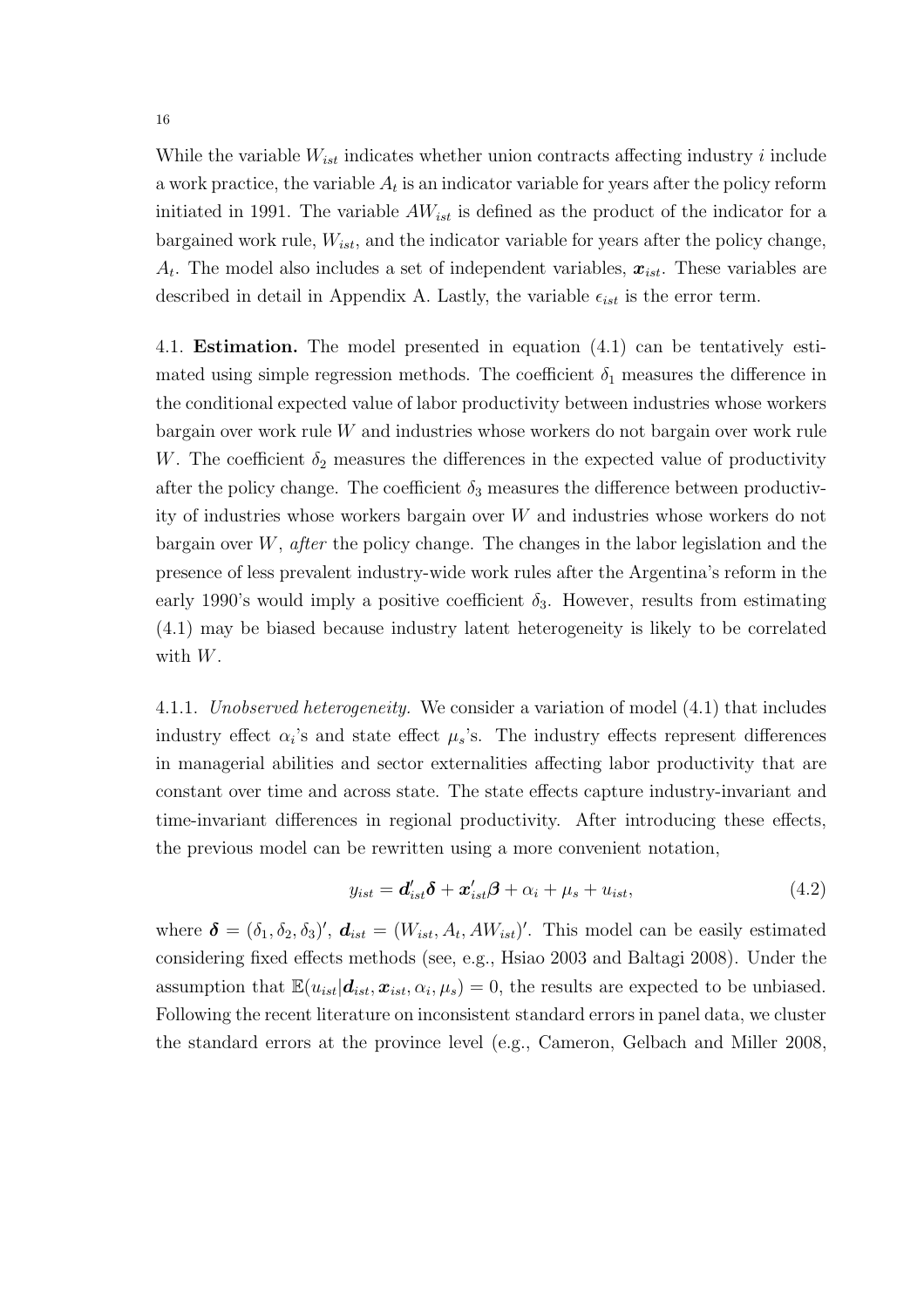While the variable $W_{ist}$ indicates whether union contracts affecting industry $i$ include a work practice, the variable $A_t$ is an indicator variable for years after the policy reform initiated in 1991. The variable $AW_{ist}$ is defined as the product of the indicator for a bargained work rule, $W_{ist}$, and the indicator variable for years after the policy change, $A_t$. The model also includes a set of independent variables, $\boldsymbol{x}_{ist}$. These variables are described in detail in Appendix A. Lastly, the variable $\epsilon_{ist}$ is the error term.

4.1. **Estimation.** The model presented in equation (4.1) can be tentatively estimated using simple regression methods. The coefficient $\delta_1$ measures the difference in the conditional expected value of labor productivity between industries whose workers bargain over work rule $W$ and industries whose workers do not bargain over work rule $W$. The coefficient $\delta_2$ measures the differences in the expected value of productivity after the policy change. The coefficient $\delta_3$ measures the difference between productivity of industries whose workers bargain over $W$ and industries whose workers do not bargain over $W$, *after* the policy change. The changes in the labor legislation and the presence of less prevalent industry-wide work rules after the Argentina's reform in the early 1990's would imply a positive coefficient $\delta_3$. However, results from estimating (4.1) may be biased because industry latent heterogeneity is likely to be correlated with $W$.

4.1.1. *Unobserved heterogeneity.* We consider a variation of model (4.1) that includes industry effect $\alpha_i$'s and state effect $\mu_s$'s. The industry effects represent differences in managerial abilities and sector externalities affecting labor productivity that are constant over time and across state. The state effects capture industry-invariant and time-invariant differences in regional productivity. After introducing these effects, the previous model can be rewritten using a more convenient notation,

$$y_{ist} = \boldsymbol{d}_{ist}'\boldsymbol{\delta} + \boldsymbol{x}_{ist}'\boldsymbol{\beta} + \alpha_i + \mu_s + u_{ist}, \tag{4.2}$$

where $\boldsymbol{\delta} = (\delta_1, \delta_2, \delta_3)'$, $\boldsymbol{d}_{ist} = (W_{ist}, A_t, AW_{ist})'$. This model can be easily estimated considering fixed effects methods (see, e.g., Hsiao 2003 and Baltagi 2008). Under the assumption that $\mathbb{E}(u_{ist}|\boldsymbol{d}_{ist}, \boldsymbol{x}_{ist}, \alpha_i, \mu_s) = 0$, the results are expected to be unbiased. Following the recent literature on inconsistent standard errors in panel data, we cluster the standard errors at the province level (e.g., Cameron, Gelbach and Miller 2008,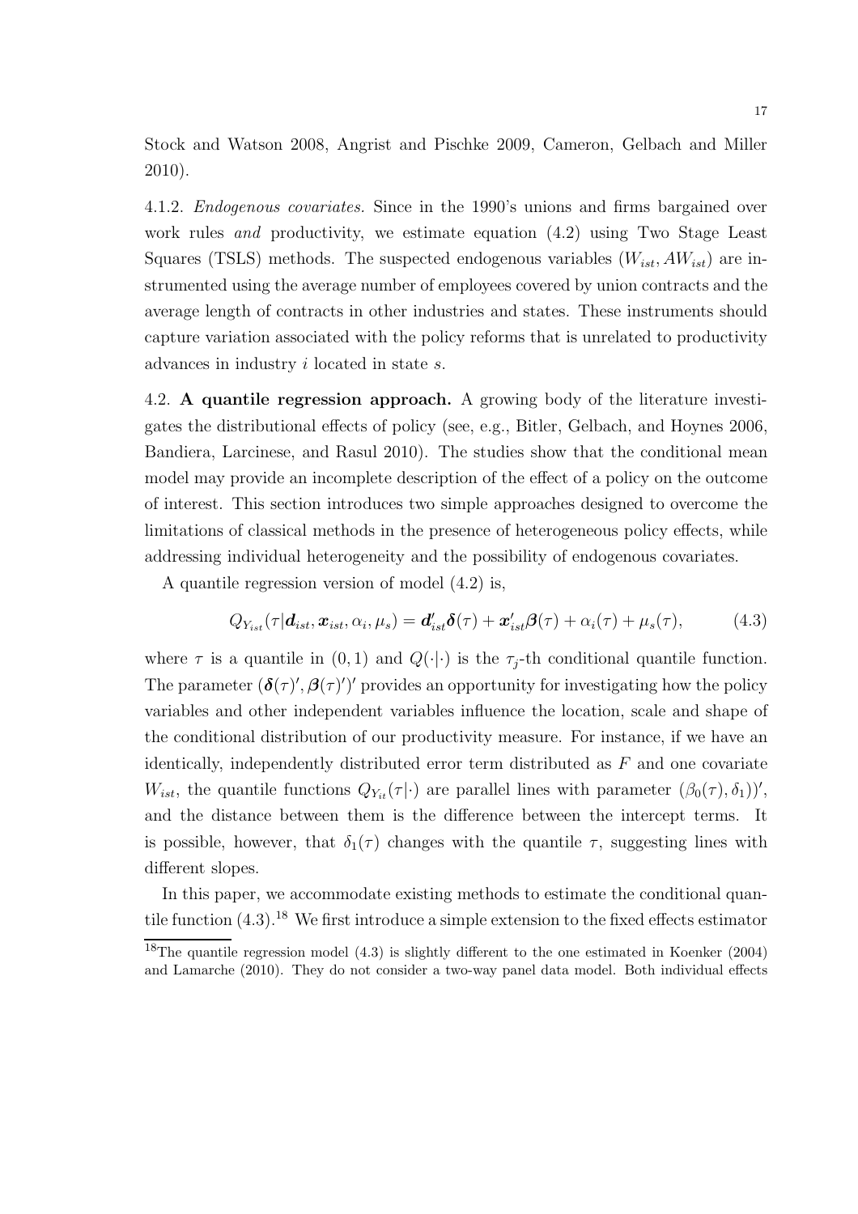Stock and Watson 2008, Angrist and Pischke 2009, Cameron, Gelbach and Miller 2010).

4.1.2. *Endogenous covariates.* Since in the 1990's unions and firms bargained over work rules *and* productivity, we estimate equation (4.2) using Two Stage Least Squares (TSLS) methods. The suspected endogenous variables $(W_{ist}, AW_{ist})$ are instrumented using the average number of employees covered by union contracts and the average length of contracts in other industries and states. These instruments should capture variation associated with the policy reforms that is unrelated to productivity advances in industry $i$ located in state $s$.

4.2. **A quantile regression approach.** A growing body of the literature investigates the distributional effects of policy (see, e.g., Bitler, Gelbach, and Hoynes 2006, Bandiera, Larcinese, and Rasul 2010). The studies show that the conditional mean model may provide an incomplete description of the effect of a policy on the outcome of interest. This section introduces two simple approaches designed to overcome the limitations of classical methods in the presence of heterogeneous policy effects, while addressing individual heterogeneity and the possibility of endogenous covariates.

A quantile regression version of model (4.2) is,

$$Q_{Y_{ist}}(\tau|\boldsymbol{d}_{ist}, \boldsymbol{x}_{ist}, \alpha_i, \mu_s) = \boldsymbol{d}_{ist}'\boldsymbol{\delta}(\tau) + \boldsymbol{x}_{ist}'\boldsymbol{\beta}(\tau) + \alpha_i(\tau) + \mu_s(\tau), \tag{4.3}$$

where $\tau$ is a quantile in $(0,1)$ and $Q(\cdot|\cdot)$ is the $\tau_j$-th conditional quantile function. The parameter $(\boldsymbol{\delta}(\tau)', \boldsymbol{\beta}(\tau)')'$ provides an opportunity for investigating how the policy variables and other independent variables influence the location, scale and shape of the conditional distribution of our productivity measure. For instance, if we have an identically, independently distributed error term distributed as $F$ and one covariate $W_{ist}$, the quantile functions $Q_{Y_{it}}(\tau|\cdot)$ are parallel lines with parameter $(\beta_0(\tau), \delta_1))'$, and the distance between them is the difference between the intercept terms. It is possible, however, that $\delta_1(\tau)$ changes with the quantile $\tau$, suggesting lines with different slopes.

In this paper, we accommodate existing methods to estimate the conditional quantile function (4.3).[18] We first introduce a simple extension to the fixed effects estimator

[18]The quantile regression model (4.3) is slightly different to the one estimated in Koenker (2004) and Lamarche (2010). They do not consider a two-way panel data model. Both individual effects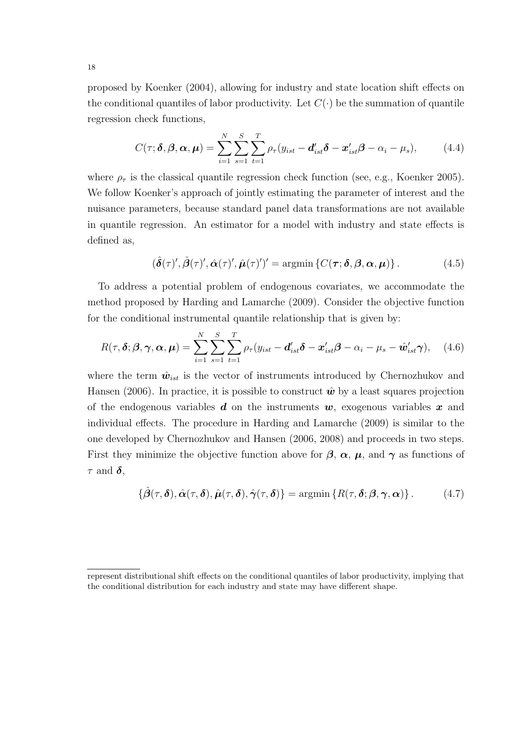proposed by Koenker (2004), allowing for industry and state location shift effects on the conditional quantiles of labor productivity. Let $C(\cdot)$ be the summation of quantile regression check functions,

$$C(\tau; \boldsymbol{\delta}, \boldsymbol{\beta}, \boldsymbol{\alpha}, \boldsymbol{\mu}) = \sum_{i=1}^{N} \sum_{s=1}^{S} \sum_{t=1}^{T} \rho_\tau (y_{ist} - \boldsymbol{d}_{ist}' \boldsymbol{\delta} - \boldsymbol{x}_{ist}' \boldsymbol{\beta} - \alpha_i - \mu_s), \tag{4.4}$$

where $\rho_\tau$ is the classical quantile regression check function (see, e.g., Koenker 2005). We follow Koenker's approach of jointly estimating the parameter of interest and the nuisance parameters, because standard panel data transformations are not available in quantile regression. An estimator for a model with industry and state effects is defined as,

$$(\hat{\boldsymbol{\delta}}(\tau)', \hat{\boldsymbol{\beta}}(\tau)', \hat{\boldsymbol{\alpha}}(\tau)', \hat{\boldsymbol{\mu}}(\tau)')' = \operatorname{argmin} \left\{ C(\boldsymbol{\tau}; \boldsymbol{\delta}, \boldsymbol{\beta}, \boldsymbol{\alpha}, \boldsymbol{\mu}) \right\}. \tag{4.5}$$

To address a potential problem of endogenous covariates, we accommodate the method proposed by Harding and Lamarche (2009). Consider the objective function for the conditional instrumental quantile relationship that is given by:

$$R(\tau, \boldsymbol{\delta}; \boldsymbol{\beta}, \boldsymbol{\gamma}, \boldsymbol{\alpha}, \boldsymbol{\mu}) = \sum_{i=1}^{N} \sum_{s=1}^{S} \sum_{t=1}^{T} \rho_\tau (y_{ist} - \boldsymbol{d}_{ist}' \boldsymbol{\delta} - \boldsymbol{x}_{ist}' \boldsymbol{\beta} - \alpha_i - \mu_s - \hat{\boldsymbol{w}}_{ist}' \boldsymbol{\gamma}), \tag{4.6}$$

where the term $\hat{\boldsymbol{w}}_{ist}$ is the vector of instruments introduced by Chernozhukov and Hansen (2006). In practice, it is possible to construct $\hat{\boldsymbol{w}}$ by a least squares projection of the endogenous variables $\boldsymbol{d}$ on the instruments $\boldsymbol{w}$, exogenous variables $\boldsymbol{x}$ and individual effects. The procedure in Harding and Lamarche (2009) is similar to the one developed by Chernozhukov and Hansen (2006, 2008) and proceeds in two steps. First they minimize the objective function above for $\boldsymbol{\beta}$, $\boldsymbol{\alpha}$, $\boldsymbol{\mu}$, and $\boldsymbol{\gamma}$ as functions of $\tau$ and $\boldsymbol{\delta}$,

$$\{\hat{\boldsymbol{\beta}}(\tau, \boldsymbol{\delta}), \hat{\boldsymbol{\alpha}}(\tau, \boldsymbol{\delta}), \hat{\boldsymbol{\mu}}(\tau, \boldsymbol{\delta}), \hat{\boldsymbol{\gamma}}(\tau, \boldsymbol{\delta})\} = \operatorname{argmin} \left\{ R(\tau, \boldsymbol{\delta}; \boldsymbol{\beta}, \boldsymbol{\gamma}, \boldsymbol{\alpha}) \right\}. \tag{4.7}$$

---

represent distributional shift effects on the conditional quantiles of labor productivity, implying that the conditional distribution for each industry and state may have different shape.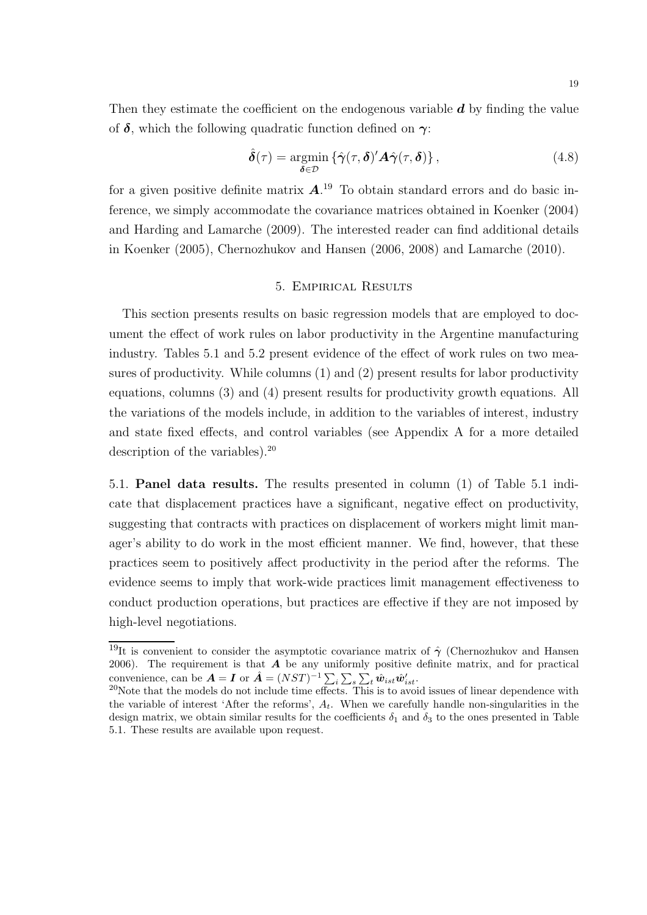Then they estimate the coefficient on the endogenous variable $\boldsymbol{d}$ by finding the value of $\boldsymbol{\delta}$, which the following quadratic function defined on $\boldsymbol{\gamma}$:

$$\hat{\boldsymbol{\delta}}(\tau) = \underset{\boldsymbol{\delta} \in \mathcal{D}}{\operatorname{argmin}} \left\{ \hat{\boldsymbol{\gamma}}(\tau, \boldsymbol{\delta})' \boldsymbol{A} \hat{\boldsymbol{\gamma}}(\tau, \boldsymbol{\delta}) \right\}, \tag{4.8}$$

for a given positive definite matrix $\boldsymbol{A}$.[19] To obtain standard errors and do basic inference, we simply accommodate the covariance matrices obtained in Koenker (2004) and Harding and Lamarche (2009). The interested reader can find additional details in Koenker (2005), Chernozhukov and Hansen (2006, 2008) and Lamarche (2010).

## 5. Empirical Results

This section presents results on basic regression models that are employed to document the effect of work rules on labor productivity in the Argentine manufacturing industry. Tables 5.1 and 5.2 present evidence of the effect of work rules on two measures of productivity. While columns (1) and (2) present results for labor productivity equations, columns (3) and (4) present results for productivity growth equations. All the variations of the models include, in addition to the variables of interest, industry and state fixed effects, and control variables (see Appendix A for a more detailed description of the variables).[20]

5.1. **Panel data results.** The results presented in column (1) of Table 5.1 indicate that displacement practices have a significant, negative effect on productivity, suggesting that contracts with practices on displacement of workers might limit manager's ability to do work in the most efficient manner. We find, however, that these practices seem to positively affect productivity in the period after the reforms. The evidence seems to imply that work-wide practices limit management effectiveness to conduct production operations, but practices are effective if they are not imposed by high-level negotiations.

[19] It is convenient to consider the asymptotic covariance matrix of $\hat{\boldsymbol{\gamma}}$ (Chernozhukov and Hansen 2006). The requirement is that $\boldsymbol{A}$ be any uniformly positive definite matrix, and for practical convenience, can be $\boldsymbol{A} = \boldsymbol{I}$ or $\hat{\boldsymbol{A}} = (NST)^{-1} \sum_i \sum_s \sum_t \hat{\boldsymbol{w}}_{ist} \hat{\boldsymbol{w}}_{ist}'$.

[20] Note that the models do not include time effects. This is to avoid issues of linear dependence with the variable of interest 'After the reforms', $A_t$. When we carefully handle non-singularities in the design matrix, we obtain similar results for the coefficients $\delta_1$ and $\delta_3$ to the ones presented in Table 5.1. These results are available upon request.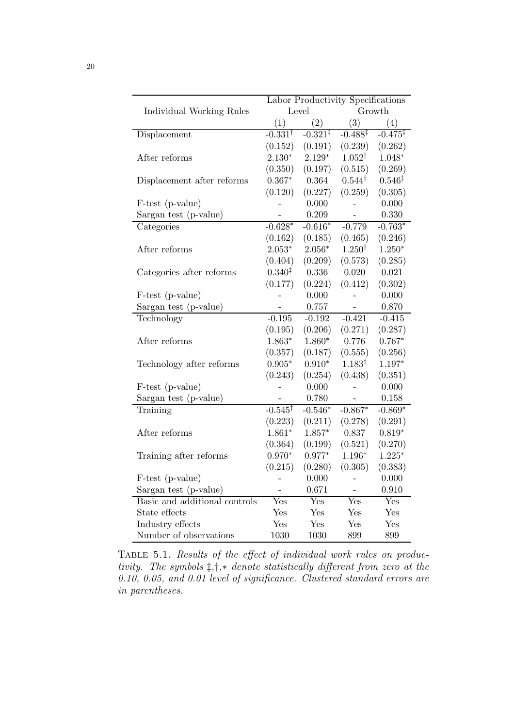| Individual Working Rules | Labor Productivity Specifications | | | |
|---|---|---|---|---|
| | Level | | Growth | |
| | (1) | (2) | (3) | (4) |
| Displacement | -0.331$^{\dagger}$ | -0.321$^{\ddagger}$ | -0.488$^{\ddagger}$ | -0.475$^{\ddagger}$ |
| | (0.152) | (0.191) | (0.239) | (0.262) |
| After reforms | 2.130$^{*}$ | 2.129$^{*}$ | 1.052$^{\ddagger}$ | 1.048$^{*}$ |
| | (0.350) | (0.197) | (0.515) | (0.269) |
| Displacement after reforms | 0.367$^{*}$ | 0.364 | 0.544$^{\dagger}$ | 0.546$^{\ddagger}$ |
| | (0.120) | (0.227) | (0.259) | (0.305) |
| F-test (p-value) | - | 0.000 | - | 0.000 |
| Sargan test (p-value) | - | 0.209 | - | 0.330 |
| Categories | -0.628$^{*}$ | -0.616$^{*}$ | -0.779 | -0.763$^{*}$ |
| | (0.162) | (0.185) | (0.465) | (0.246) |
| After reforms | 2.053$^{*}$ | 2.056$^{*}$ | 1.250$^{\dagger}$ | 1.250$^{*}$ |
| | (0.404) | (0.209) | (0.573) | (0.285) |
| Categories after reforms | 0.340$^{\ddagger}$ | 0.336 | 0.020 | 0.021 |
| | (0.177) | (0.224) | (0.412) | (0.302) |
| F-test (p-value) | - | 0.000 | - | 0.000 |
| Sargan test (p-value) | - | 0.757 | - | 0.870 |
| Technology | -0.195 | -0.192 | -0.421 | -0.415 |
| | (0.195) | (0.206) | (0.271) | (0.287) |
| After reforms | 1.863$^{*}$ | 1.860$^{*}$ | 0.776 | 0.767$^{*}$ |
| | (0.357) | (0.187) | (0.555) | (0.256) |
| Technology after reforms | 0.905$^{*}$ | 0.910$^{*}$ | 1.183$^{\dagger}$ | 1.197$^{*}$ |
| | (0.243) | (0.254) | (0.438) | (0.351) |
| F-test (p-value) | - | 0.000 | - | 0.000 |
| Sargan test (p-value) | - | 0.780 | - | 0.158 |
| Training | -0.545$^{\dagger}$ | -0.546$^{*}$ | -0.867$^{*}$ | -0.869$^{*}$ |
| | (0.223) | (0.211) | (0.278) | (0.291) |
| After reforms | 1.861$^{*}$ | 1.857$^{*}$ | 0.837 | 0.819$^{*}$ |
| | (0.364) | (0.199) | (0.521) | (0.270) |
| Training after reforms | 0.970$^{*}$ | 0.977$^{*}$ | 1.196$^{*}$ | 1.225$^{*}$ |
| | (0.215) | (0.280) | (0.305) | (0.383) |
| F-test (p-value) | - | 0.000 | - | 0.000 |
| Sargan test (p-value) | - | 0.671 | - | 0.910 |
| Basic and additional controls | Yes | Yes | Yes | Yes |
| State effects | Yes | Yes | Yes | Yes |
| Industry effects | Yes | Yes | Yes | Yes |
| Number of observations | 1030 | 1030 | 899 | 899 |

Table 5.1. *Results of the effect of individual work rules on productivity. The symbols ‡,†,∗ denote statistically different from zero at the 0.10, 0.05, and 0.01 level of significance. Clustered standard errors are in parentheses.*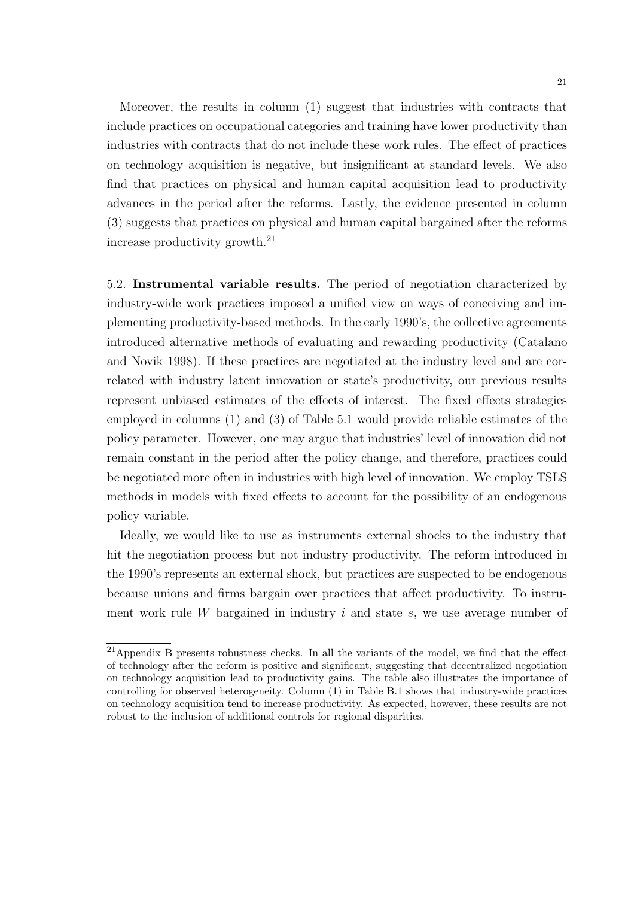Moreover, the results in column (1) suggest that industries with contracts that include practices on occupational categories and training have lower productivity than industries with contracts that do not include these work rules. The effect of practices on technology acquisition is negative, but insignificant at standard levels. We also find that practices on physical and human capital acquisition lead to productivity advances in the period after the reforms. Lastly, the evidence presented in column (3) suggests that practices on physical and human capital bargained after the reforms increase productivity growth.[21]

5.2. **Instrumental variable results.** The period of negotiation characterized by industry-wide work practices imposed a unified view on ways of conceiving and implementing productivity-based methods. In the early 1990's, the collective agreements introduced alternative methods of evaluating and rewarding productivity (Catalano and Novik 1998). If these practices are negotiated at the industry level and are correlated with industry latent innovation or state's productivity, our previous results represent unbiased estimates of the effects of interest. The fixed effects strategies employed in columns (1) and (3) of Table 5.1 would provide reliable estimates of the policy parameter. However, one may argue that industries' level of innovation did not remain constant in the period after the policy change, and therefore, practices could be negotiated more often in industries with high level of innovation. We employ TSLS methods in models with fixed effects to account for the possibility of an endogenous policy variable.

Ideally, we would like to use as instruments external shocks to the industry that hit the negotiation process but not industry productivity. The reform introduced in the 1990's represents an external shock, but practices are suspected to be endogenous because unions and firms bargain over practices that affect productivity. To instrument work rule $W$ bargained in industry $i$ and state $s$, we use average number of

[21]Appendix B presents robustness checks. In all the variants of the model, we find that the effect of technology after the reform is positive and significant, suggesting that decentralized negotiation on technology acquisition lead to productivity gains. The table also illustrates the importance of controlling for observed heterogeneity. Column (1) in Table B.1 shows that industry-wide practices on technology acquisition tend to increase productivity. As expected, however, these results are not robust to the inclusion of additional controls for regional disparities.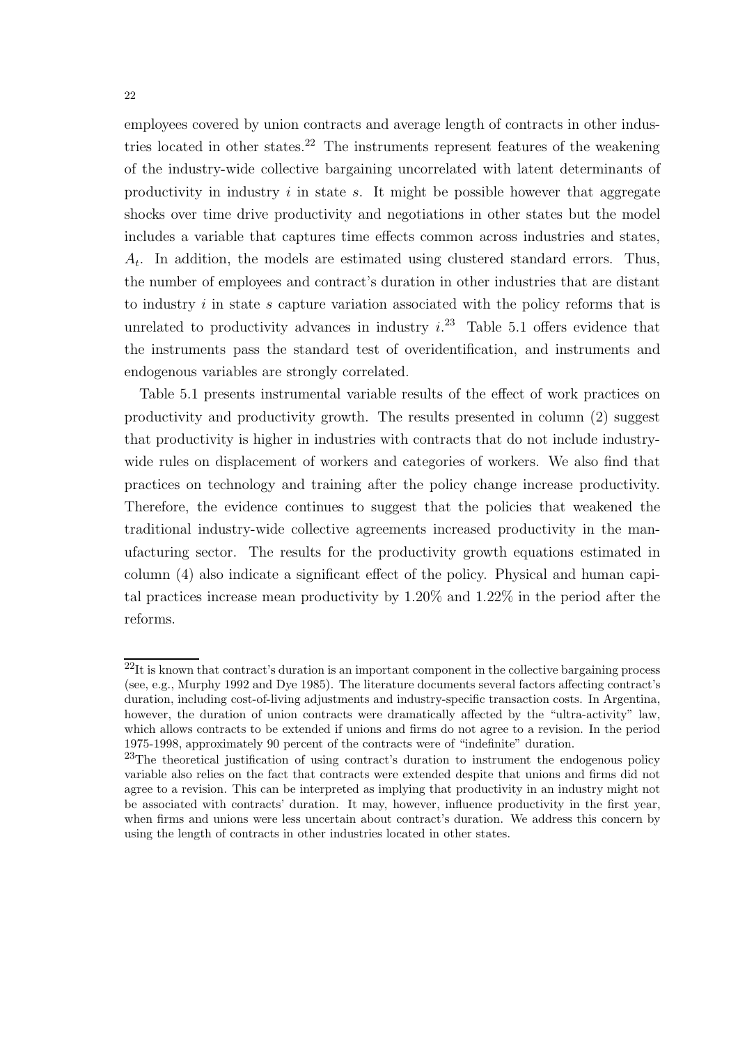employees covered by union contracts and average length of contracts in other industries located in other states.[22] The instruments represent features of the weakening of the industry-wide collective bargaining uncorrelated with latent determinants of productivity in industry $i$ in state $s$. It might be possible however that aggregate shocks over time drive productivity and negotiations in other states but the model includes a variable that captures time effects common across industries and states, $A_t$. In addition, the models are estimated using clustered standard errors. Thus, the number of employees and contract's duration in other industries that are distant to industry $i$ in state $s$ capture variation associated with the policy reforms that is unrelated to productivity advances in industry $i$.[23] Table 5.1 offers evidence that the instruments pass the standard test of overidentification, and instruments and endogenous variables are strongly correlated.

Table 5.1 presents instrumental variable results of the effect of work practices on productivity and productivity growth. The results presented in column (2) suggest that productivity is higher in industries with contracts that do not include industry-wide rules on displacement of workers and categories of workers. We also find that practices on technology and training after the policy change increase productivity. Therefore, the evidence continues to suggest that the policies that weakened the traditional industry-wide collective agreements increased productivity in the manufacturing sector. The results for the productivity growth equations estimated in column (4) also indicate a significant effect of the policy. Physical and human capital practices increase mean productivity by 1.20% and 1.22% in the period after the reforms.

---

[22] It is known that contract's duration is an important component in the collective bargaining process (see, e.g., Murphy 1992 and Dye 1985). The literature documents several factors affecting contract's duration, including cost-of-living adjustments and industry-specific transaction costs. In Argentina, however, the duration of union contracts were dramatically affected by the "ultra-activity" law, which allows contracts to be extended if unions and firms do not agree to a revision. In the period 1975-1998, approximately 90 percent of the contracts were of "indefinite" duration.

[23] The theoretical justification of using contract's duration to instrument the endogenous policy variable also relies on the fact that contracts were extended despite that unions and firms did not agree to a revision. This can be interpreted as implying that productivity in an industry might not be associated with contracts' duration. It may, however, influence productivity in the first year, when firms and unions were less uncertain about contract's duration. We address this concern by using the length of contracts in other industries located in other states.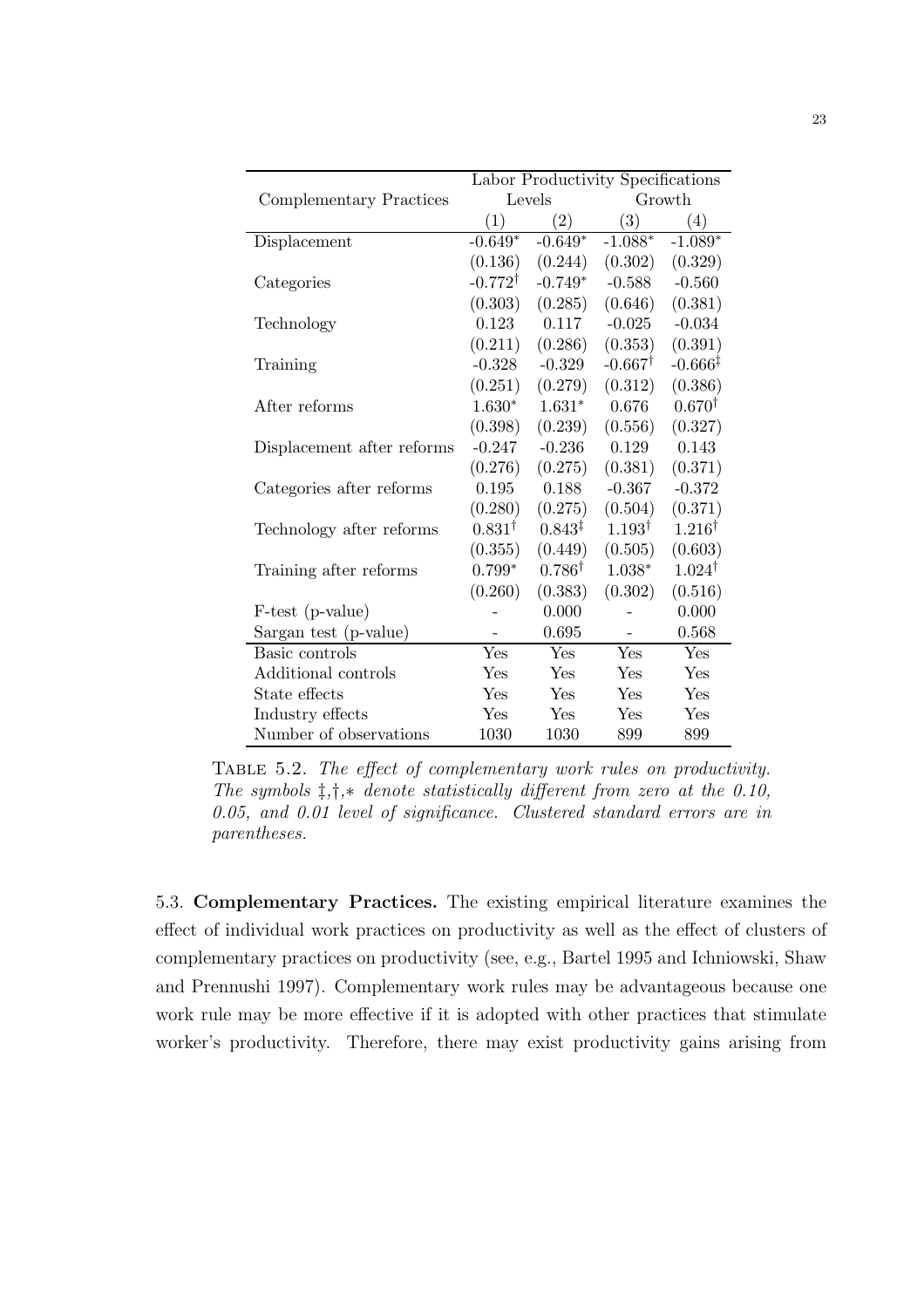| Complementary Practices | Labor Productivity Specifications | | | |
|---|---|---|---|---|
| | Levels | | Growth | |
| | (1) | (2) | (3) | (4) |
| Displacement | -0.649* | -0.649* | -1.088* | -1.089* |
| | (0.136) | (0.244) | (0.302) | (0.329) |
| Categories | -0.772† | -0.749* | -0.588 | -0.560 |
| | (0.303) | (0.285) | (0.646) | (0.381) |
| Technology | 0.123 | 0.117 | -0.025 | -0.034 |
| | (0.211) | (0.286) | (0.353) | (0.391) |
| Training | -0.328 | -0.329 | -0.667† | -0.666‡ |
| | (0.251) | (0.279) | (0.312) | (0.386) |
| After reforms | 1.630* | 1.631* | 0.676 | 0.670† |
| | (0.398) | (0.239) | (0.556) | (0.327) |
| Displacement after reforms | -0.247 | -0.236 | 0.129 | 0.143 |
| | (0.276) | (0.275) | (0.381) | (0.371) |
| Categories after reforms | 0.195 | 0.188 | -0.367 | -0.372 |
| | (0.280) | (0.275) | (0.504) | (0.371) |
| Technology after reforms | 0.831† | 0.843‡ | 1.193† | 1.216† |
| | (0.355) | (0.449) | (0.505) | (0.603) |
| Training after reforms | 0.799* | 0.786† | 1.038* | 1.024† |
| | (0.260) | (0.383) | (0.302) | (0.516) |
| F-test (p-value) | - | 0.000 | - | 0.000 |
| Sargan test (p-value) | - | 0.695 | - | 0.568 |
| Basic controls | Yes | Yes | Yes | Yes |
| Additional controls | Yes | Yes | Yes | Yes |
| State effects | Yes | Yes | Yes | Yes |
| Industry effects | Yes | Yes | Yes | Yes |
| Number of observations | 1030 | 1030 | 899 | 899 |

TABLE 5.2. *The effect of complementary work rules on productivity. The symbols ‡,†,* denote statistically different from zero at the 0.10, 0.05, and 0.01 level of significance. Clustered standard errors are in parentheses.*

5.3. **Complementary Practices.** The existing empirical literature examines the effect of individual work practices on productivity as well as the effect of clusters of complementary practices on productivity (see, e.g., Bartel 1995 and Ichniowski, Shaw and Prennushi 1997). Complementary work rules may be advantageous because one work rule may be more effective if it is adopted with other practices that stimulate worker's productivity. Therefore, there may exist productivity gains arising from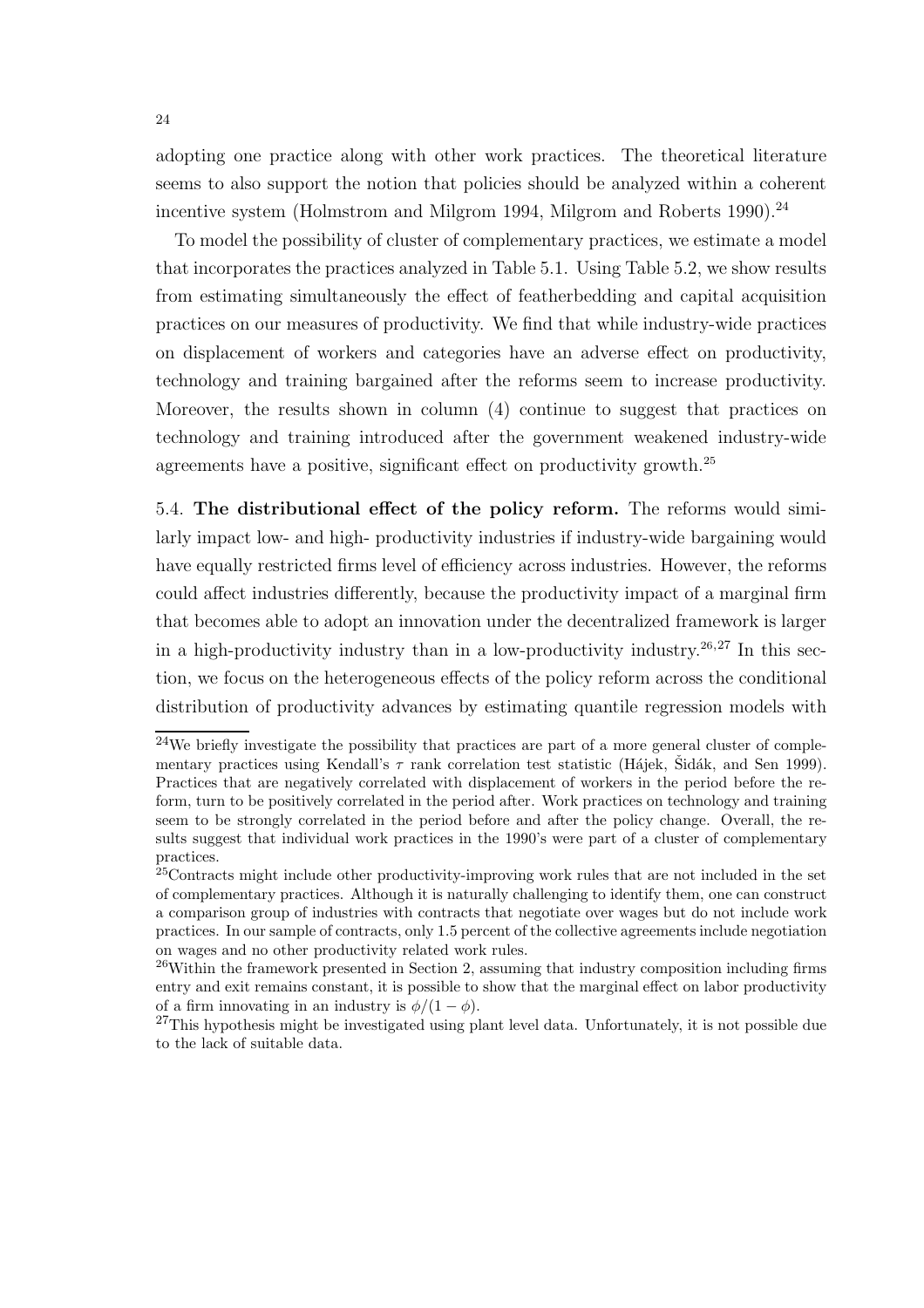adopting one practice along with other work practices. The theoretical literature seems to also support the notion that policies should be analyzed within a coherent incentive system (Holmstrom and Milgrom 1994, Milgrom and Roberts 1990).[24]

To model the possibility of cluster of complementary practices, we estimate a model that incorporates the practices analyzed in Table 5.1. Using Table 5.2, we show results from estimating simultaneously the effect of featherbedding and capital acquisition practices on our measures of productivity. We find that while industry-wide practices on displacement of workers and categories have an adverse effect on productivity, technology and training bargained after the reforms seem to increase productivity. Moreover, the results shown in column (4) continue to suggest that practices on technology and training introduced after the government weakened industry-wide agreements have a positive, significant effect on productivity growth.[25]

5.4. **The distributional effect of the policy reform.** The reforms would similarly impact low- and high- productivity industries if industry-wide bargaining would have equally restricted firms level of efficiency across industries. However, the reforms could affect industries differently, because the productivity impact of a marginal firm that becomes able to adopt an innovation under the decentralized framework is larger in a high-productivity industry than in a low-productivity industry.[26,27] In this section, we focus on the heterogeneous effects of the policy reform across the conditional distribution of productivity advances by estimating quantile regression models with

---

[24]We briefly investigate the possibility that practices are part of a more general cluster of complementary practices using Kendall's $\tau$ rank correlation test statistic (Hájek, Šidák, and Sen 1999). Practices that are negatively correlated with displacement of workers in the period before the reform, turn to be positively correlated in the period after. Work practices on technology and training seem to be strongly correlated in the period before and after the policy change. Overall, the results suggest that individual work practices in the 1990's were part of a cluster of complementary practices.

[25]Contracts might include other productivity-improving work rules that are not included in the set of complementary practices. Although it is naturally challenging to identify them, one can construct a comparison group of industries with contracts that negotiate over wages but do not include work practices. In our sample of contracts, only 1.5 percent of the collective agreements include negotiation on wages and no other productivity related work rules.

[26]Within the framework presented in Section 2, assuming that industry composition including firms entry and exit remains constant, it is possible to show that the marginal effect on labor productivity of a firm innovating in an industry is $\phi/(1-\phi)$.

[27]This hypothesis might be investigated using plant level data. Unfortunately, it is not possible due to the lack of suitable data.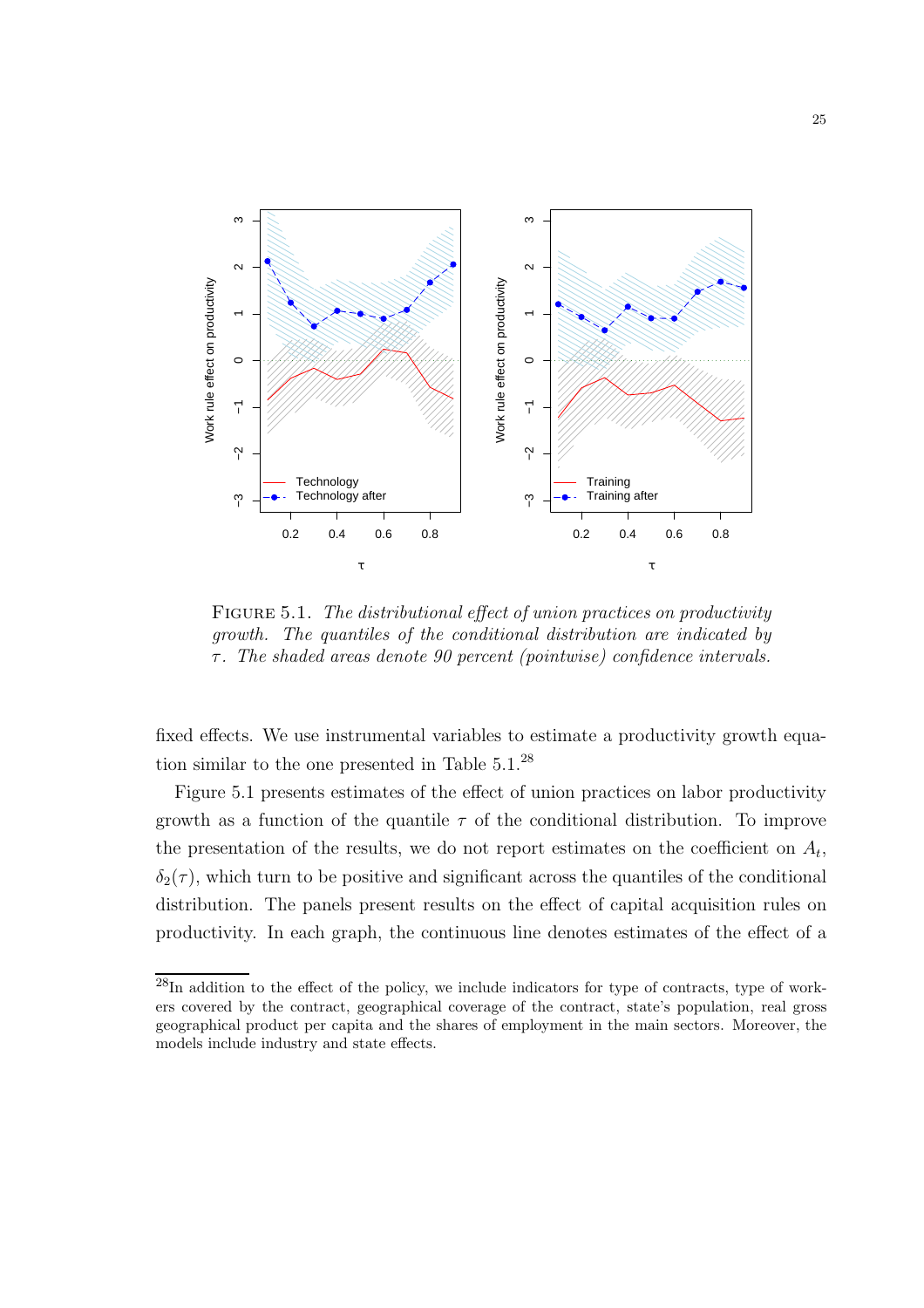FIGURE 5.1. *The distributional effect of union practices on productivity growth. The quantiles of the conditional distribution are indicated by $\tau$. The shaded areas denote 90 percent (pointwise) confidence intervals.*

fixed effects. We use instrumental variables to estimate a productivity growth equation similar to the one presented in Table 5.1.[28]

Figure 5.1 presents estimates of the effect of union practices on labor productivity growth as a function of the quantile $\tau$ of the conditional distribution. To improve the presentation of the results, we do not report estimates on the coefficient on $A_t$, $\delta_2(\tau)$, which turn to be positive and significant across the quantiles of the conditional distribution. The panels present results on the effect of capital acquisition rules on productivity. In each graph, the continuous line denotes estimates of the effect of a

[28]In addition to the effect of the policy, we include indicators for type of contracts, type of workers covered by the contract, geographical coverage of the contract, state's population, real gross geographical product per capita and the shares of employment in the main sectors. Moreover, the models include industry and state effects.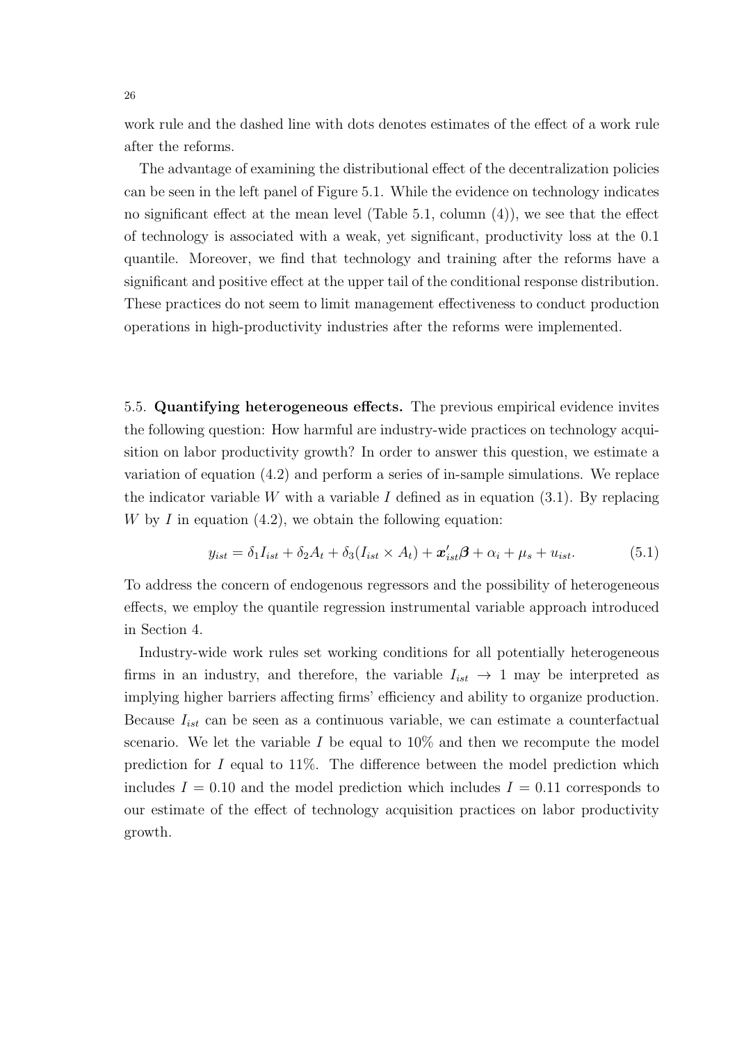work rule and the dashed line with dots denotes estimates of the effect of a work rule after the reforms.

The advantage of examining the distributional effect of the decentralization policies can be seen in the left panel of Figure 5.1. While the evidence on technology indicates no significant effect at the mean level (Table 5.1, column (4)), we see that the effect of technology is associated with a weak, yet significant, productivity loss at the 0.1 quantile. Moreover, we find that technology and training after the reforms have a significant and positive effect at the upper tail of the conditional response distribution. These practices do not seem to limit management effectiveness to conduct production operations in high-productivity industries after the reforms were implemented.

5.5. **Quantifying heterogeneous effects.** The previous empirical evidence invites the following question: How harmful are industry-wide practices on technology acquisition on labor productivity growth? In order to answer this question, we estimate a variation of equation (4.2) and perform a series of in-sample simulations. We replace the indicator variable $W$ with a variable $I$ defined as in equation (3.1). By replacing $W$ by $I$ in equation (4.2), we obtain the following equation:

$$y_{ist} = \delta_1 I_{ist} + \delta_2 A_t + \delta_3 (I_{ist} \times A_t) + \boldsymbol{x}'_{ist}\boldsymbol{\beta} + \alpha_i + \mu_s + u_{ist}. \tag{5.1}$$

To address the concern of endogenous regressors and the possibility of heterogeneous effects, we employ the quantile regression instrumental variable approach introduced in Section 4.

Industry-wide work rules set working conditions for all potentially heterogeneous firms in an industry, and therefore, the variable $I_{ist} \rightarrow 1$ may be interpreted as implying higher barriers affecting firms' efficiency and ability to organize production. Because $I_{ist}$ can be seen as a continuous variable, we can estimate a counterfactual scenario. We let the variable $I$ be equal to 10% and then we recompute the model prediction for $I$ equal to 11%. The difference between the model prediction which includes $I = 0.10$ and the model prediction which includes $I = 0.11$ corresponds to our estimate of the effect of technology acquisition practices on labor productivity growth.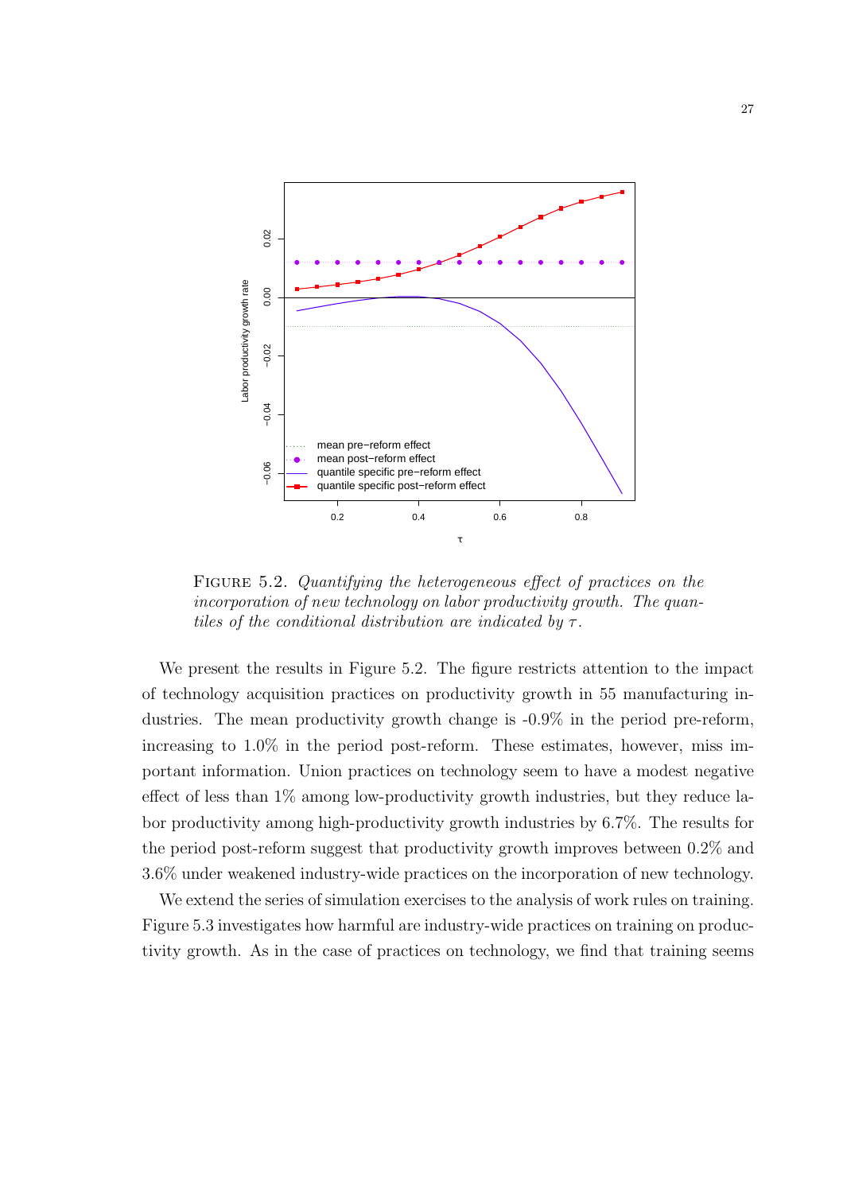Figure 5.2. *Quantifying the heterogeneous effect of practices on the incorporation of new technology on labor productivity growth. The quantiles of the conditional distribution are indicated by $\tau$.*

We present the results in Figure 5.2. The figure restricts attention to the impact of technology acquisition practices on productivity growth in 55 manufacturing industries. The mean productivity growth change is -0.9% in the period pre-reform, increasing to 1.0% in the period post-reform. These estimates, however, miss important information. Union practices on technology seem to have a modest negative effect of less than 1% among low-productivity growth industries, but they reduce labor productivity among high-productivity growth industries by 6.7%. The results for the period post-reform suggest that productivity growth improves between 0.2% and 3.6% under weakened industry-wide practices on the incorporation of new technology.

We extend the series of simulation exercises to the analysis of work rules on training. Figure 5.3 investigates how harmful are industry-wide practices on training on productivity growth. As in the case of practices on technology, we find that training seems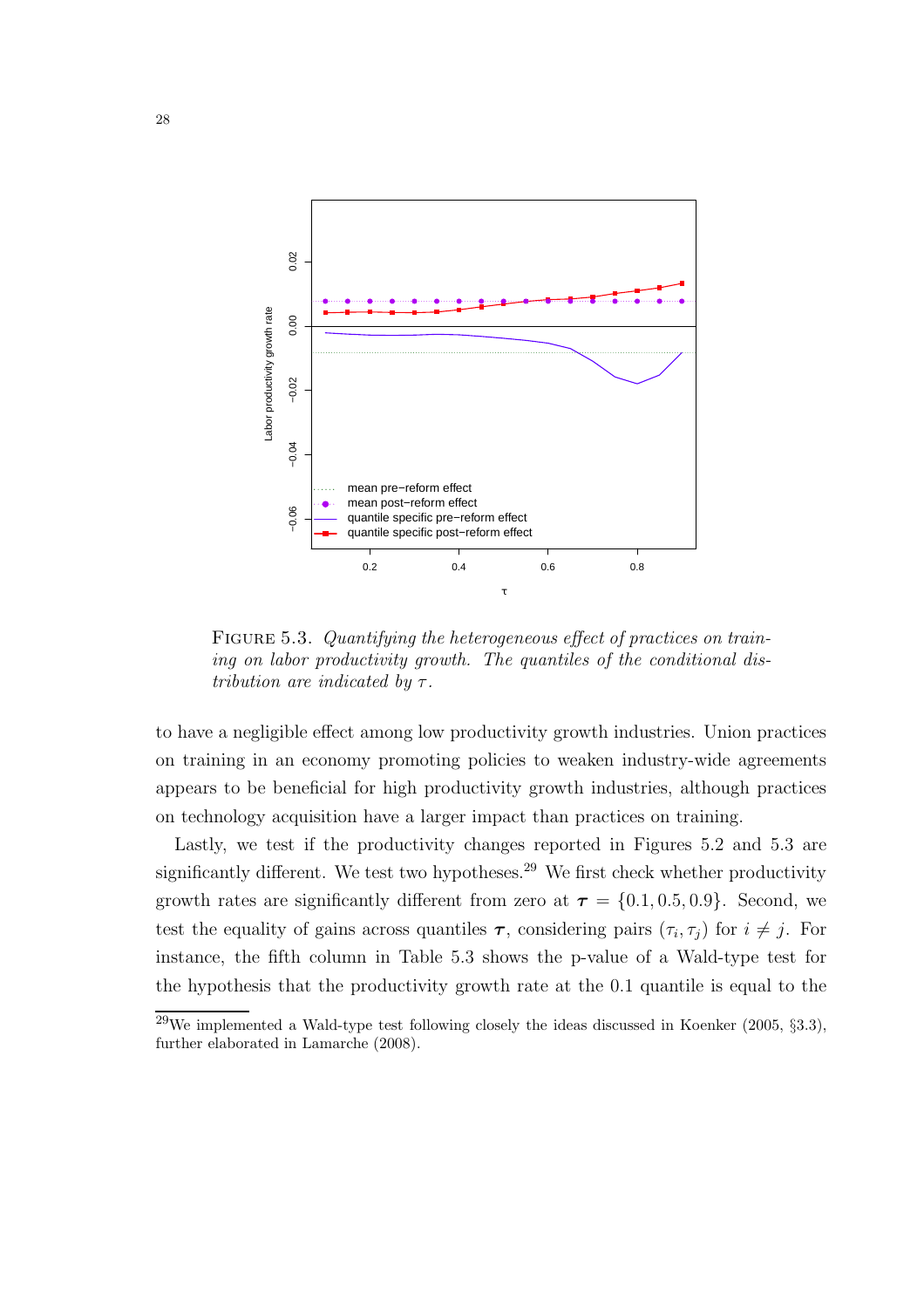FIGURE 5.3. *Quantifying the heterogeneous effect of practices on training on labor productivity growth. The quantiles of the conditional distribution are indicated by $\tau$.*

to have a negligible effect among low productivity growth industries. Union practices on training in an economy promoting policies to weaken industry-wide agreements appears to be beneficial for high productivity growth industries, although practices on technology acquisition have a larger impact than practices on training.

Lastly, we test if the productivity changes reported in Figures 5.2 and 5.3 are significantly different. We test two hypotheses.[29] We first check whether productivity growth rates are significantly different from zero at $\boldsymbol{\tau} = \{0.1, 0.5, 0.9\}$. Second, we test the equality of gains across quantiles $\boldsymbol{\tau}$, considering pairs $(\tau_i, \tau_j)$ for $i \neq j$. For instance, the fifth column in Table 5.3 shows the p-value of a Wald-type test for the hypothesis that the productivity growth rate at the 0.1 quantile is equal to the

[29] We implemented a Wald-type test following closely the ideas discussed in Koenker (2005, §3.3), further elaborated in Lamarche (2008).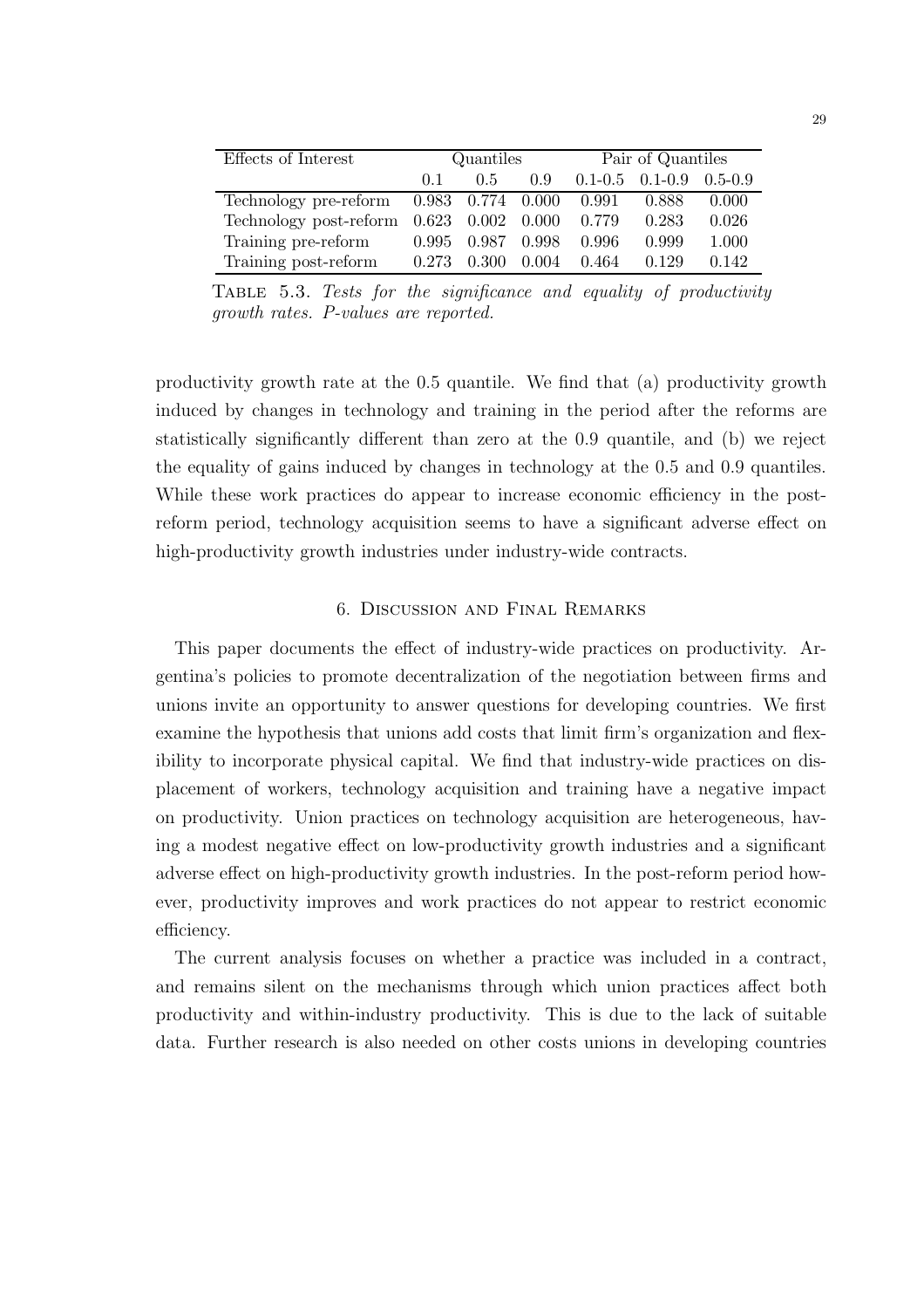| Effects of Interest | Quantiles | | | Pair of Quantiles | | |
|---|---|---|---|---|---|---|
| | 0.1 | 0.5 | 0.9 | 0.1-0.5 | 0.1-0.9 | 0.5-0.9 |
| Technology pre-reform | 0.983 | 0.774 | 0.000 | 0.991 | 0.888 | 0.000 |
| Technology post-reform | 0.623 | 0.002 | 0.000 | 0.779 | 0.283 | 0.026 |
| Training pre-reform | 0.995 | 0.987 | 0.998 | 0.996 | 0.999 | 1.000 |
| Training post-reform | 0.273 | 0.300 | 0.004 | 0.464 | 0.129 | 0.142 |

Table 5.3. *Tests for the significance and equality of productivity growth rates. P-values are reported.*

productivity growth rate at the 0.5 quantile. We find that (a) productivity growth induced by changes in technology and training in the period after the reforms are statistically significantly different than zero at the 0.9 quantile, and (b) we reject the equality of gains induced by changes in technology at the 0.5 and 0.9 quantiles. While these work practices do appear to increase economic efficiency in the post-reform period, technology acquisition seems to have a significant adverse effect on high-productivity growth industries under industry-wide contracts.

## 6. Discussion and Final Remarks

This paper documents the effect of industry-wide practices on productivity. Argentina's policies to promote decentralization of the negotiation between firms and unions invite an opportunity to answer questions for developing countries. We first examine the hypothesis that unions add costs that limit firm's organization and flexibility to incorporate physical capital. We find that industry-wide practices on displacement of workers, technology acquisition and training have a negative impact on productivity. Union practices on technology acquisition are heterogeneous, having a modest negative effect on low-productivity growth industries and a significant adverse effect on high-productivity growth industries. In the post-reform period however, productivity improves and work practices do not appear to restrict economic efficiency.

The current analysis focuses on whether a practice was included in a contract, and remains silent on the mechanisms through which union practices affect both productivity and within-industry productivity. This is due to the lack of suitable data. Further research is also needed on other costs unions in developing countries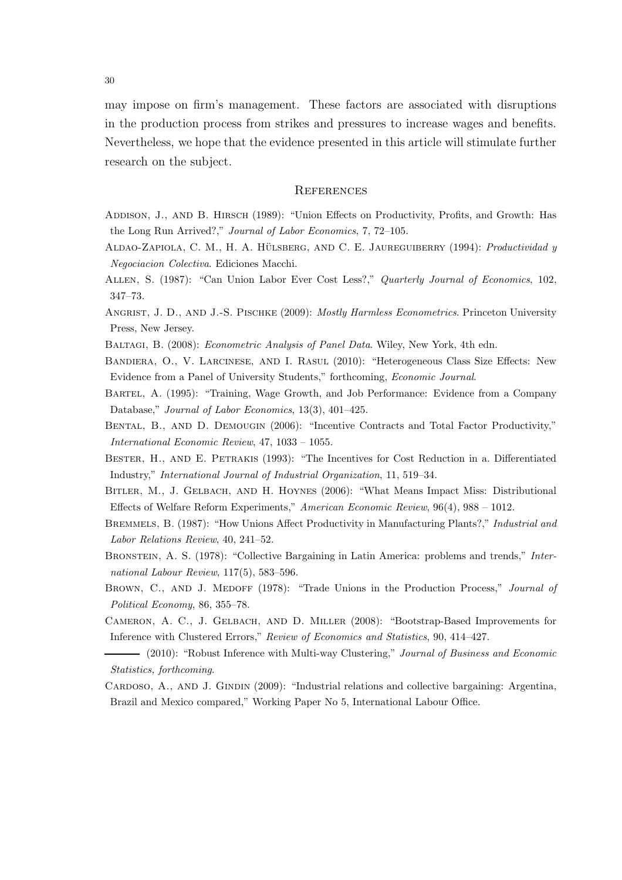may impose on firm's management. These factors are associated with disruptions in the production process from strikes and pressures to increase wages and benefits. Nevertheless, we hope that the evidence presented in this article will stimulate further research on the subject.

## References

Addison, J., and B. Hirsch (1989): "Union Effects on Productivity, Profits, and Growth: Has the Long Run Arrived?," *Journal of Labor Economics*, 7, 72–105.

Aldao-Zapiola, C. M., H. A. Hülsberg, and C. E. Jaureguiberry (1994): *Productividad y Negociacion Colectiva*. Ediciones Macchi.

Allen, S. (1987): "Can Union Labor Ever Cost Less?," *Quarterly Journal of Economics*, 102, 347–73.

Angrist, J. D., and J.-S. Pischke (2009): *Mostly Harmless Econometrics*. Princeton University Press, New Jersey.

Baltagi, B. (2008): *Econometric Analysis of Panel Data*. Wiley, New York, 4th edn.

Bandiera, O., V. Larcinese, and I. Rasul (2010): "Heterogeneous Class Size Effects: New Evidence from a Panel of University Students," forthcoming, *Economic Journal*.

Bartel, A. (1995): "Training, Wage Growth, and Job Performance: Evidence from a Company Database," *Journal of Labor Economics*, 13(3), 401–425.

Bental, B., and D. Demougin (2006): "Incentive Contracts and Total Factor Productivity," *International Economic Review*, 47, 1033 – 1055.

Bester, H., and E. Petrakis (1993): "The Incentives for Cost Reduction in a. Differentiated Industry," *International Journal of Industrial Organization*, 11, 519–34.

Bitler, M., J. Gelbach, and H. Hoynes (2006): "What Means Impact Miss: Distributional Effects of Welfare Reform Experiments," *American Economic Review*, 96(4), 988 – 1012.

Bremmels, B. (1987): "How Unions Affect Productivity in Manufacturing Plants?," *Industrial and Labor Relations Review*, 40, 241–52.

Bronstein, A. S. (1978): "Collective Bargaining in Latin America: problems and trends," *International Labour Review*, 117(5), 583–596.

Brown, C., and J. Medoff (1978): "Trade Unions in the Production Process," *Journal of Political Economy*, 86, 355–78.

Cameron, A. C., J. Gelbach, and D. Miller (2008): "Bootstrap-Based Improvements for Inference with Clustered Errors," *Review of Economics and Statistics*, 90, 414–427.

——— (2010): "Robust Inference with Multi-way Clustering," *Journal of Business and Economic Statistics, forthcoming*.

Cardoso, A., and J. Gindin (2009): "Industrial relations and collective bargaining: Argentina, Brazil and Mexico compared," Working Paper No 5, International Labour Office.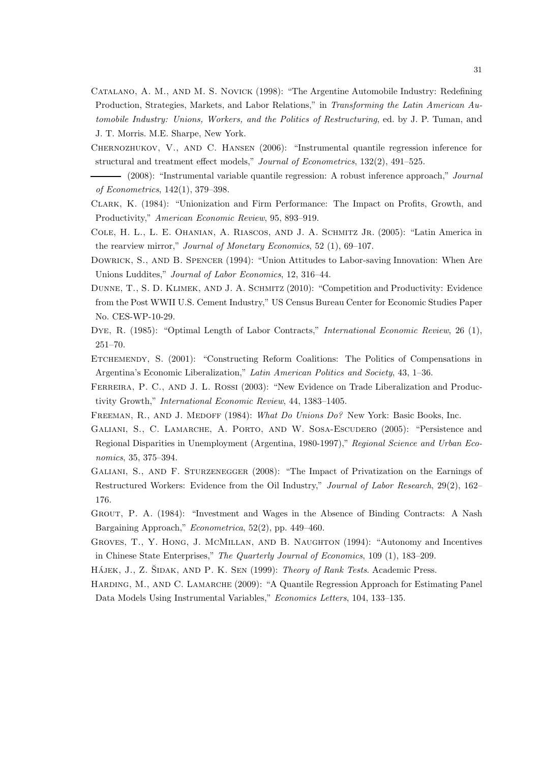Catalano, A. M., and M. S. Novick (1998): "The Argentine Automobile Industry: Redefining Production, Strategies, Markets, and Labor Relations," in *Transforming the Latin American Automobile Industry: Unions, Workers, and the Politics of Restructuring*, ed. by J. P. Tuman, and J. T. Morris. M.E. Sharpe, New York.

Chernozhukov, V., and C. Hansen (2006): "Instrumental quantile regression inference for structural and treatment effect models," *Journal of Econometrics*, 132(2), 491–525.

——— (2008): "Instrumental variable quantile regression: A robust inference approach," *Journal of Econometrics*, 142(1), 379–398.

Clark, K. (1984): "Unionization and Firm Performance: The Impact on Profits, Growth, and Productivity," *American Economic Review*, 95, 893–919.

Cole, H. L., L. E. Ohanian, A. Riascos, and J. A. Schmitz Jr. (2005): "Latin America in the rearview mirror," *Journal of Monetary Economics*, 52 (1), 69–107.

Dowrick, S., and B. Spencer (1994): "Union Attitudes to Labor-saving Innovation: When Are Unions Luddites," *Journal of Labor Economics*, 12, 316–44.

Dunne, T., S. D. Klimek, and J. A. Schmitz (2010): "Competition and Productivity: Evidence from the Post WWII U.S. Cement Industry," US Census Bureau Center for Economic Studies Paper No. CES-WP-10-29.

Dye, R. (1985): "Optimal Length of Labor Contracts," *International Economic Review*, 26 (1), 251–70.

Etchemendy, S. (2001): "Constructing Reform Coalitions: The Politics of Compensations in Argentina's Economic Liberalization," *Latin American Politics and Society*, 43, 1–36.

Ferreira, P. C., and J. L. Rossi (2003): "New Evidence on Trade Liberalization and Productivity Growth," *International Economic Review*, 44, 1383–1405.

Freeman, R., and J. Medoff (1984): *What Do Unions Do?* New York: Basic Books, Inc.

Galiani, S., C. Lamarche, A. Porto, and W. Sosa-Escudero (2005): "Persistence and Regional Disparities in Unemployment (Argentina, 1980-1997)," *Regional Science and Urban Economics*, 35, 375–394.

Galiani, S., and F. Sturzenegger (2008): "The Impact of Privatization on the Earnings of Restructured Workers: Evidence from the Oil Industry," *Journal of Labor Research*, 29(2), 162–176.

Grout, P. A. (1984): "Investment and Wages in the Absence of Binding Contracts: A Nash Bargaining Approach," *Econometrica*, 52(2), pp. 449–460.

Groves, T., Y. Hong, J. McMillan, and B. Naughton (1994): "Autonomy and Incentives in Chinese State Enterprises," *The Quarterly Journal of Economics*, 109 (1), 183–209.

Hájek, J., Z. Šidak, and P. K. Sen (1999): *Theory of Rank Tests*. Academic Press.

Harding, M., and C. Lamarche (2009): "A Quantile Regression Approach for Estimating Panel Data Models Using Instrumental Variables," *Economics Letters*, 104, 133–135.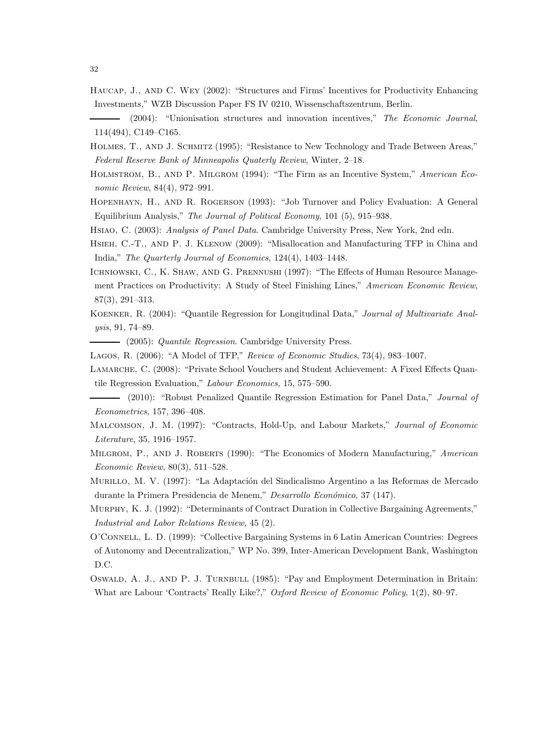Haucap, J., and C. Wey (2002): "Structures and Firms' Incentives for Productivity Enhancing Investments," WZB Discussion Paper FS IV 0210, Wissenschaftszentrum, Berlin.

——— (2004): "Unionisation structures and innovation incentives," *The Economic Journal*, 114(494), C149–C165.

Holmes, T., and J. Schmitz (1995): "Resistance to New Technology and Trade Between Areas," *Federal Reserve Bank of Minneapolis Quaterly Review*, Winter, 2–18.

Holmstrom, B., and P. Milgrom (1994): "The Firm as an Incentive System," *American Economic Review*, 84(4), 972–991.

Hopenhayn, H., and R. Rogerson (1993): "Job Turnover and Policy Evaluation: A General Equilibrium Analysis," *The Journal of Political Economy*, 101 (5), 915–938.

Hsiao, C. (2003): *Analysis of Panel Data*. Cambridge University Press, New York, 2nd edn.

Hsieh, C.-T., and P. J. Klenow (2009): "Misallocation and Manufacturing TFP in China and India," *The Quarterly Journal of Economics*, 124(4), 1403–1448.

Ichniowski, C., K. Shaw, and G. Prennushi (1997): "The Effects of Human Resource Management Practices on Productivity: A Study of Steel Finishing Lines," *American Economic Review*, 87(3), 291–313.

Koenker, R. (2004): "Quantile Regression for Longitudinal Data," *Journal of Multivariate Analysis*, 91, 74–89.

——— (2005): *Quantile Regression*. Cambridge University Press.

Lagos, R. (2006): "A Model of TFP," *Review of Economic Studies*, 73(4), 983–1007.

Lamarche, C. (2008): "Private School Vouchers and Student Achievement: A Fixed Effects Quantile Regression Evaluation," *Labour Economics*, 15, 575–590.

——— (2010): "Robust Penalized Quantile Regression Estimation for Panel Data," *Journal of Econometrics*, 157, 396–408.

Malcomson, J. M. (1997): "Contracts, Hold-Up, and Labour Markets," *Journal of Economic Literature*, 35, 1916–1957.

Milgrom, P., and J. Roberts (1990): "The Economics of Modern Manufacturing," *American Economic Review*, 80(3), 511–528.

Murillo, M. V. (1997): "La Adaptación del Sindicalismo Argentino a las Reformas de Mercado durante la Primera Presidencia de Menem," *Desarrollo Económico*, 37 (147).

Murphy, K. J. (1992): "Determinants of Contract Duration in Collective Bargaining Agreements," *Industrial and Labor Relations Review*, 45 (2).

O'Connell, L. D. (1999): "Collective Bargaining Systems in 6 Latin American Countries: Degrees of Autonomy and Decentralization," WP No. 399, Inter-American Development Bank, Washington D.C.

Oswald, A. J., and P. J. Turnbull (1985): "Pay and Employment Determination in Britain: What are Labour 'Contracts' Really Like?," *Oxford Review of Economic Policy*, 1(2), 80–97.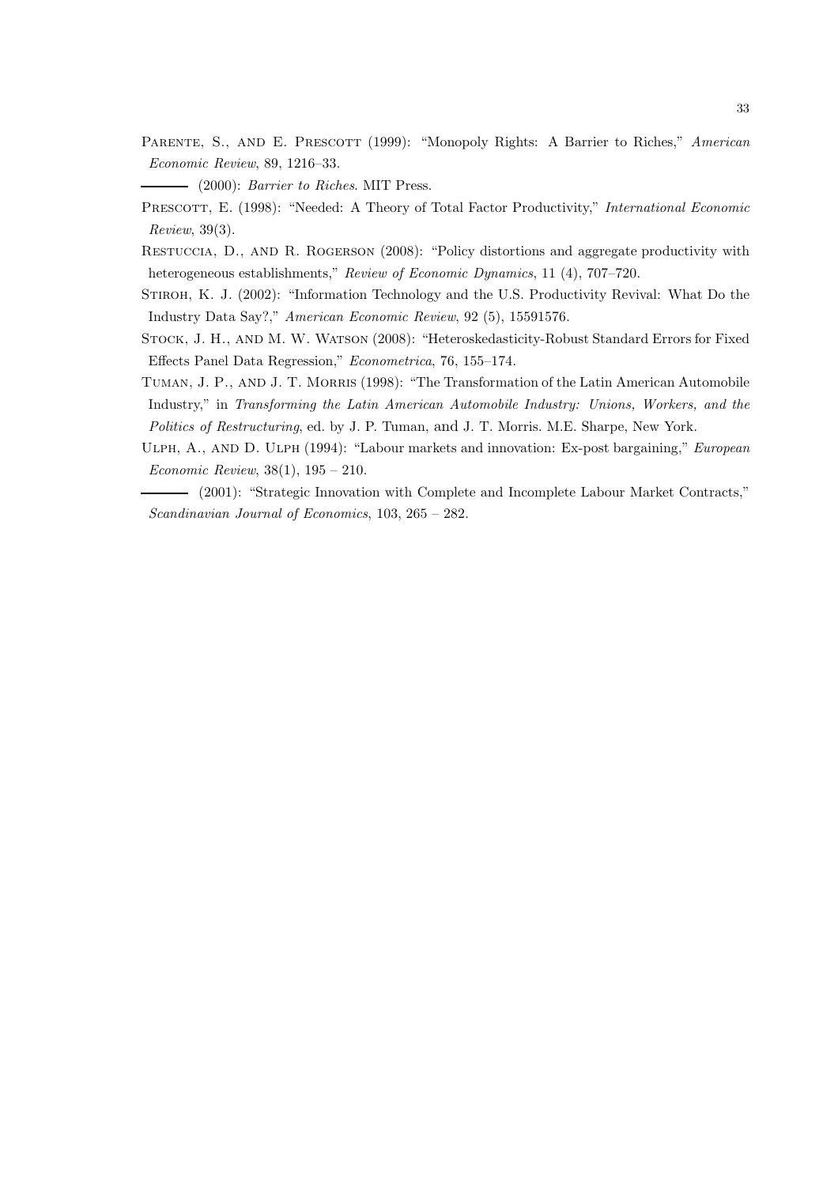Parente, S., and E. Prescott (1999): "Monopoly Rights: A Barrier to Riches," *American Economic Review*, 89, 1216–33.

——— (2000): *Barrier to Riches*. MIT Press.

Prescott, E. (1998): "Needed: A Theory of Total Factor Productivity," *International Economic Review*, 39(3).

Restuccia, D., and R. Rogerson (2008): "Policy distortions and aggregate productivity with heterogeneous establishments," *Review of Economic Dynamics*, 11 (4), 707–720.

Stiroh, K. J. (2002): "Information Technology and the U.S. Productivity Revival: What Do the Industry Data Say?," *American Economic Review*, 92 (5), 15591576.

Stock, J. H., and M. W. Watson (2008): "Heteroskedasticity-Robust Standard Errors for Fixed Effects Panel Data Regression," *Econometrica*, 76, 155–174.

Tuman, J. P., and J. T. Morris (1998): "The Transformation of the Latin American Automobile Industry," in *Transforming the Latin American Automobile Industry: Unions, Workers, and the Politics of Restructuring*, ed. by J. P. Tuman, and J. T. Morris. M.E. Sharpe, New York.

Ulph, A., and D. Ulph (1994): "Labour markets and innovation: Ex-post bargaining," *European Economic Review*, 38(1), 195 – 210.

——— (2001): "Strategic Innovation with Complete and Incomplete Labour Market Contracts," *Scandinavian Journal of Economics*, 103, 265 – 282.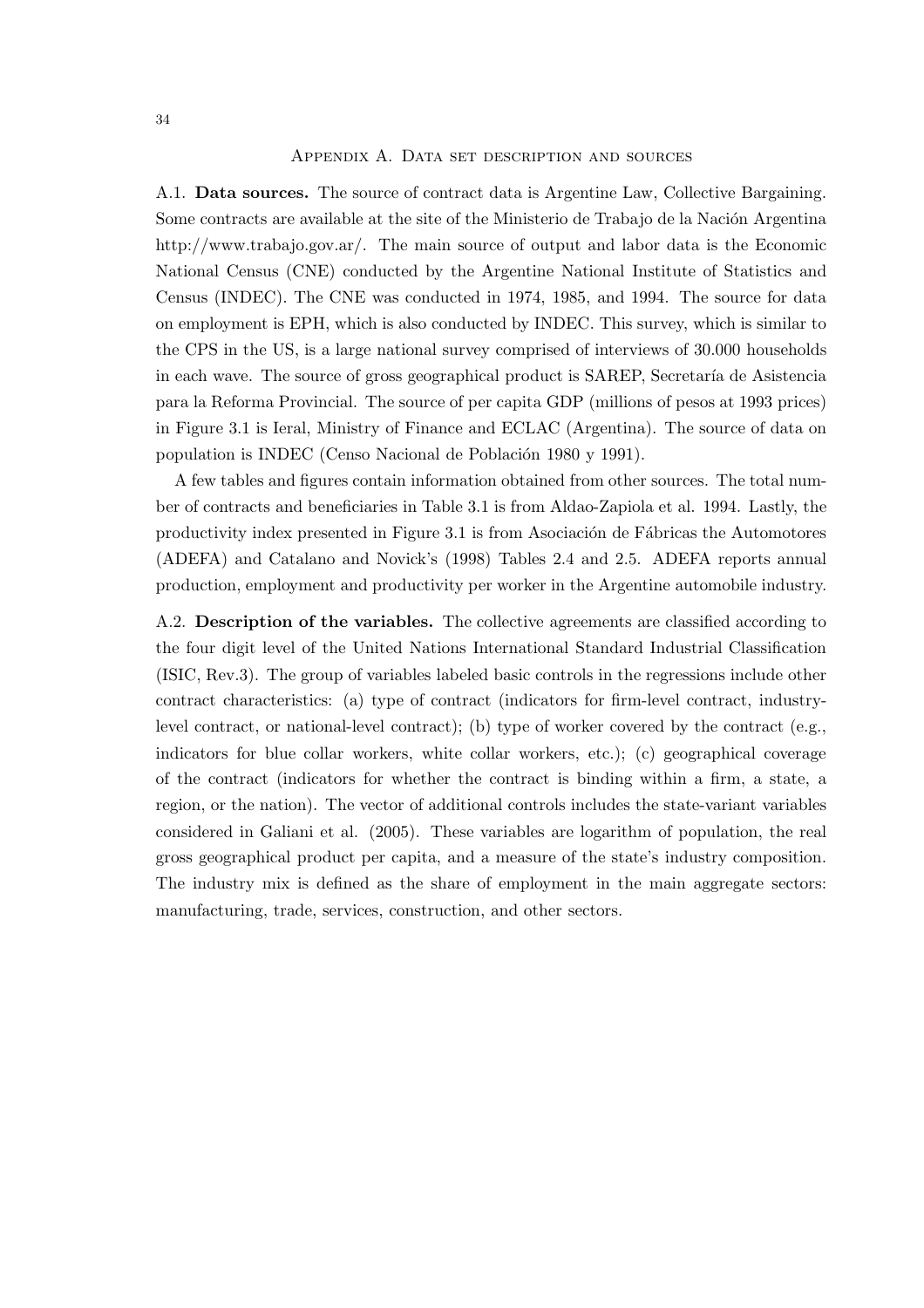## Appendix A. Data set description and sources

A.1. **Data sources.** The source of contract data is Argentine Law, Collective Bargaining. Some contracts are available at the site of the Ministerio de Trabajo de la Nación Argentina http://www.trabajo.gov.ar/. The main source of output and labor data is the Economic National Census (CNE) conducted by the Argentine National Institute of Statistics and Census (INDEC). The CNE was conducted in 1974, 1985, and 1994. The source for data on employment is EPH, which is also conducted by INDEC. This survey, which is similar to the CPS in the US, is a large national survey comprised of interviews of 30.000 households in each wave. The source of gross geographical product is SAREP, Secretaría de Asistencia para la Reforma Provincial. The source of per capita GDP (millions of pesos at 1993 prices) in Figure 3.1 is Ieral, Ministry of Finance and ECLAC (Argentina). The source of data on population is INDEC (Censo Nacional de Población 1980 y 1991).

A few tables and figures contain information obtained from other sources. The total number of contracts and beneficiaries in Table 3.1 is from Aldao-Zapiola et al. 1994. Lastly, the productivity index presented in Figure 3.1 is from Asociación de Fábricas the Automotores (ADEFA) and Catalano and Novick's (1998) Tables 2.4 and 2.5. ADEFA reports annual production, employment and productivity per worker in the Argentine automobile industry.

A.2. **Description of the variables.** The collective agreements are classified according to the four digit level of the United Nations International Standard Industrial Classification (ISIC, Rev.3). The group of variables labeled basic controls in the regressions include other contract characteristics: (a) type of contract (indicators for firm-level contract, industry-level contract, or national-level contract); (b) type of worker covered by the contract (e.g., indicators for blue collar workers, white collar workers, etc.); (c) geographical coverage of the contract (indicators for whether the contract is binding within a firm, a state, a region, or the nation). The vector of additional controls includes the state-variant variables considered in Galiani et al. (2005). These variables are logarithm of population, the real gross geographical product per capita, and a measure of the state's industry composition. The industry mix is defined as the share of employment in the main aggregate sectors: manufacturing, trade, services, construction, and other sectors.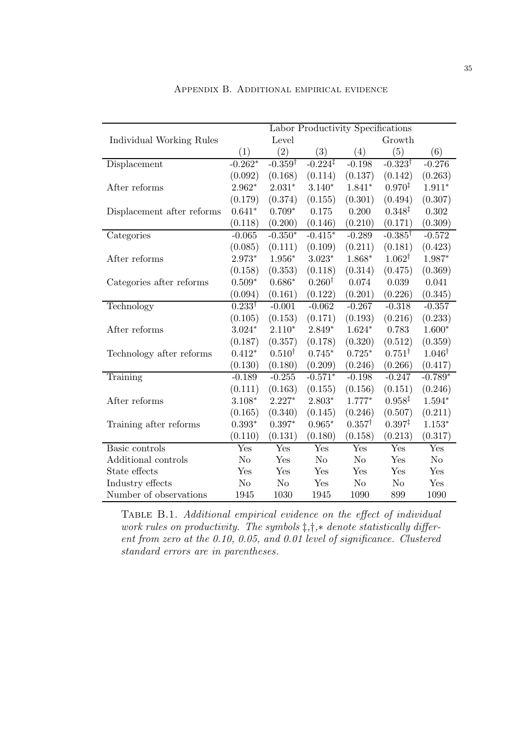## Appendix B. Additional empirical evidence

| Individual Working Rules | Labor Productivity Specifications | | | | | |
|---|---|---|---|---|---|---|
| | Level | | | Growth | | |
| | (1) | (2) | (3) | (4) | (5) | (6) |
| Displacement | -0.262* | -0.359† | -0.224‡ | -0.198 | -0.323† | -0.276 |
| | (0.092) | (0.168) | (0.114) | (0.137) | (0.142) | (0.263) |
| After reforms | 2.962* | 2.031* | 3.140* | 1.841* | 0.970‡ | 1.911* |
| | (0.179) | (0.374) | (0.155) | (0.301) | (0.494) | (0.307) |
| Displacement after reforms | 0.641* | 0.709* | 0.175 | 0.200 | 0.348‡ | 0.302 |
| | (0.118) | (0.200) | (0.146) | (0.210) | (0.171) | (0.309) |
| Categories | -0.065 | -0.350* | -0.415* | -0.289 | -0.385† | -0.572 |
| | (0.085) | (0.111) | (0.109) | (0.211) | (0.181) | (0.423) |
| After reforms | 2.973* | 1.956* | 3.023* | 1.868* | 1.062† | 1.987* |
| | (0.158) | (0.353) | (0.118) | (0.314) | (0.475) | (0.369) |
| Categories after reforms | 0.509* | 0.686* | 0.260† | 0.074 | 0.039 | 0.041 |
| | (0.094) | (0.161) | (0.122) | (0.201) | (0.226) | (0.345) |
| Technology | 0.233† | -0.001 | -0.062 | -0.267 | -0.318 | -0.357 |
| | (0.105) | (0.153) | (0.171) | (0.193) | (0.216) | (0.233) |
| After reforms | 3.024* | 2.110* | 2.849* | 1.624* | 0.783 | 1.600* |
| | (0.187) | (0.357) | (0.178) | (0.320) | (0.512) | (0.359) |
| Technology after reforms | 0.412* | 0.510† | 0.745* | 0.725* | 0.751† | 1.046† |
| | (0.130) | (0.180) | (0.209) | (0.246) | (0.266) | (0.417) |
| Training | -0.189 | -0.255 | -0.571* | -0.198 | -0.247 | -0.789* |
| | (0.111) | (0.163) | (0.155) | (0.156) | (0.151) | (0.246) |
| After reforms | 3.108* | 2.227* | 2.803* | 1.777* | 0.958‡ | 1.594* |
| | (0.165) | (0.340) | (0.145) | (0.246) | (0.507) | (0.211) |
| Training after reforms | 0.393* | 0.397* | 0.965* | 0.357† | 0.397‡ | 1.153* |
| | (0.110) | (0.131) | (0.180) | (0.158) | (0.213) | (0.317) |
| Basic controls | Yes | Yes | Yes | Yes | Yes | Yes |
| Additional controls | No | Yes | No | No | Yes | No |
| State effects | Yes | Yes | Yes | Yes | Yes | Yes |
| Industry effects | No | No | Yes | No | No | Yes |
| Number of observations | 1945 | 1030 | 1945 | 1090 | 899 | 1090 |

Table B.1. *Additional empirical evidence on the effect of individual work rules on productivity. The symbols ‡,†,* denote statistically different from zero at the 0.10, 0.05, and 0.01 level of significance. Clustered standard errors are in parentheses.*